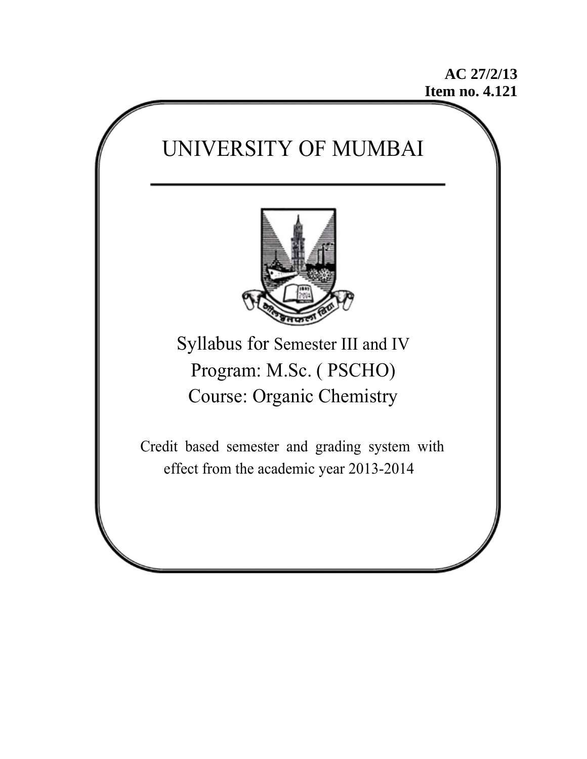**AC 27/2/13**
**Item no. 4.121**

# UNIVERSITY OF MUMBAI

Syllabus for Semester III and IV

Program: M.Sc. ( PSCHO)

Course: Organic Chemistry

Credit based semester and grading system with effect from the academic year 2013-2014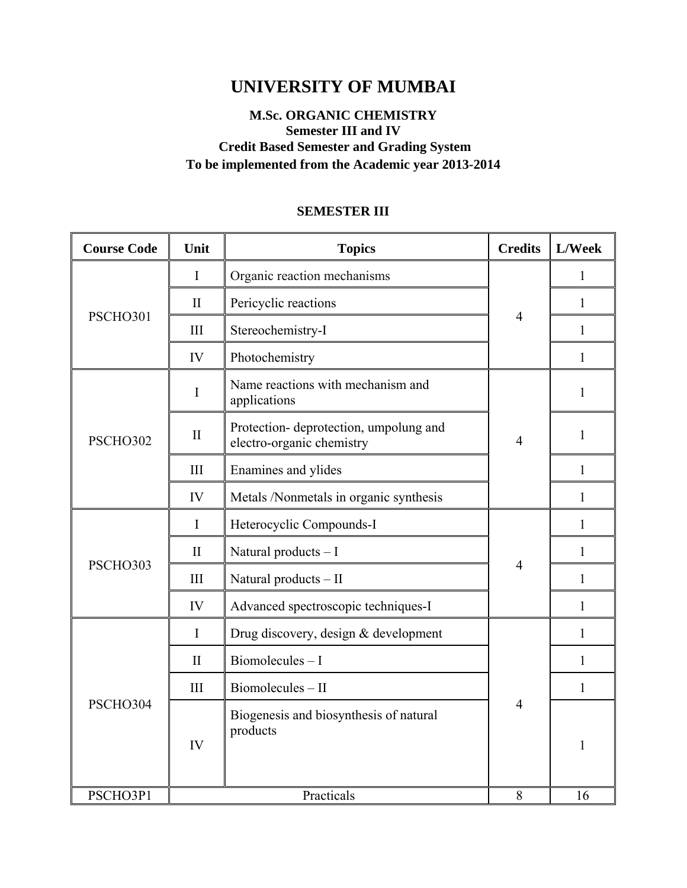# UNIVERSITY OF MUMBAI

### M.Sc. ORGANIC CHEMISTRY
### Semester III and IV
### Credit Based Semester and Grading System
### To be implemented from the Academic year 2013-2014

## SEMESTER III

| Course Code | Unit | Topics | Credits | L/Week |
|---|---|---|---|---|
| PSCHO301 | I | Organic reaction mechanisms | 4 | 1 |
| | II | Pericyclic reactions | | 1 |
| | III | Stereochemistry-I | | 1 |
| | IV | Photochemistry | | 1 |
| PSCHO302 | I | Name reactions with mechanism and applications | 4 | 1 |
| | II | Protection- deprotection, umpolung and electro-organic chemistry | | 1 |
| | III | Enamines and ylides | | 1 |
| | IV | Metals /Nonmetals in organic synthesis | | 1 |
| PSCHO303 | I | Heterocyclic Compounds-I | 4 | 1 |
| | II | Natural products – I | | 1 |
| | III | Natural products – II | | 1 |
| | IV | Advanced spectroscopic techniques-I | | 1 |
| PSCHO304 | I | Drug discovery, design & development | 4 | 1 |
| | II | Biomolecules – I | | 1 |
| | III | Biomolecules – II | | 1 |
| | IV | Biogenesis and biosynthesis of natural products | | 1 |
| PSCHO3P1 | Practicals | | 8 | 16 |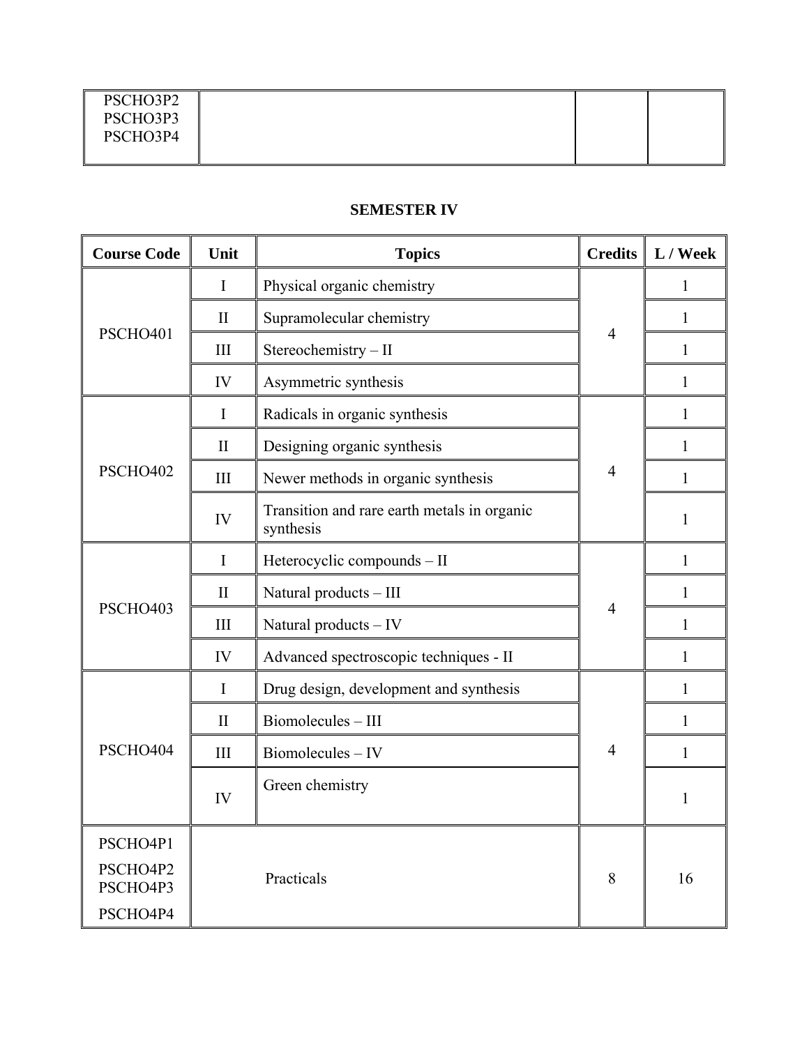| | | | |
|---|---|---|---|
| PSCHO3P2<br>PSCHO3P3<br>PSCHO3P4 | | | |

**SEMESTER IV**

| Course Code | Unit | Topics | Credits | L / Week |
|---|---|---|---|---|
| PSCHO401 | I | Physical organic chemistry | 4 | 1 |
| | II | Supramolecular chemistry | | 1 |
| | III | Stereochemistry – II | | 1 |
| | IV | Asymmetric synthesis | | 1 |
| PSCHO402 | I | Radicals in organic synthesis | 4 | 1 |
| | II | Designing organic synthesis | | 1 |
| | III | Newer methods in organic synthesis | | 1 |
| | IV | Transition and rare earth metals in organic synthesis | | 1 |
| PSCHO403 | I | Heterocyclic compounds – II | 4 | 1 |
| | II | Natural products – III | | 1 |
| | III | Natural products – IV | | 1 |
| | IV | Advanced spectroscopic techniques - II | | 1 |
| PSCHO404 | I | Drug design, development and synthesis | 4 | 1 |
| | II | Biomolecules – III | | 1 |
| | III | Biomolecules – IV | | 1 |
| | IV | Green chemistry | | 1 |
| PSCHO4P1<br>PSCHO4P2<br>PSCHO4P3<br>PSCHO4P4 | | Practicals | 8 | 16 |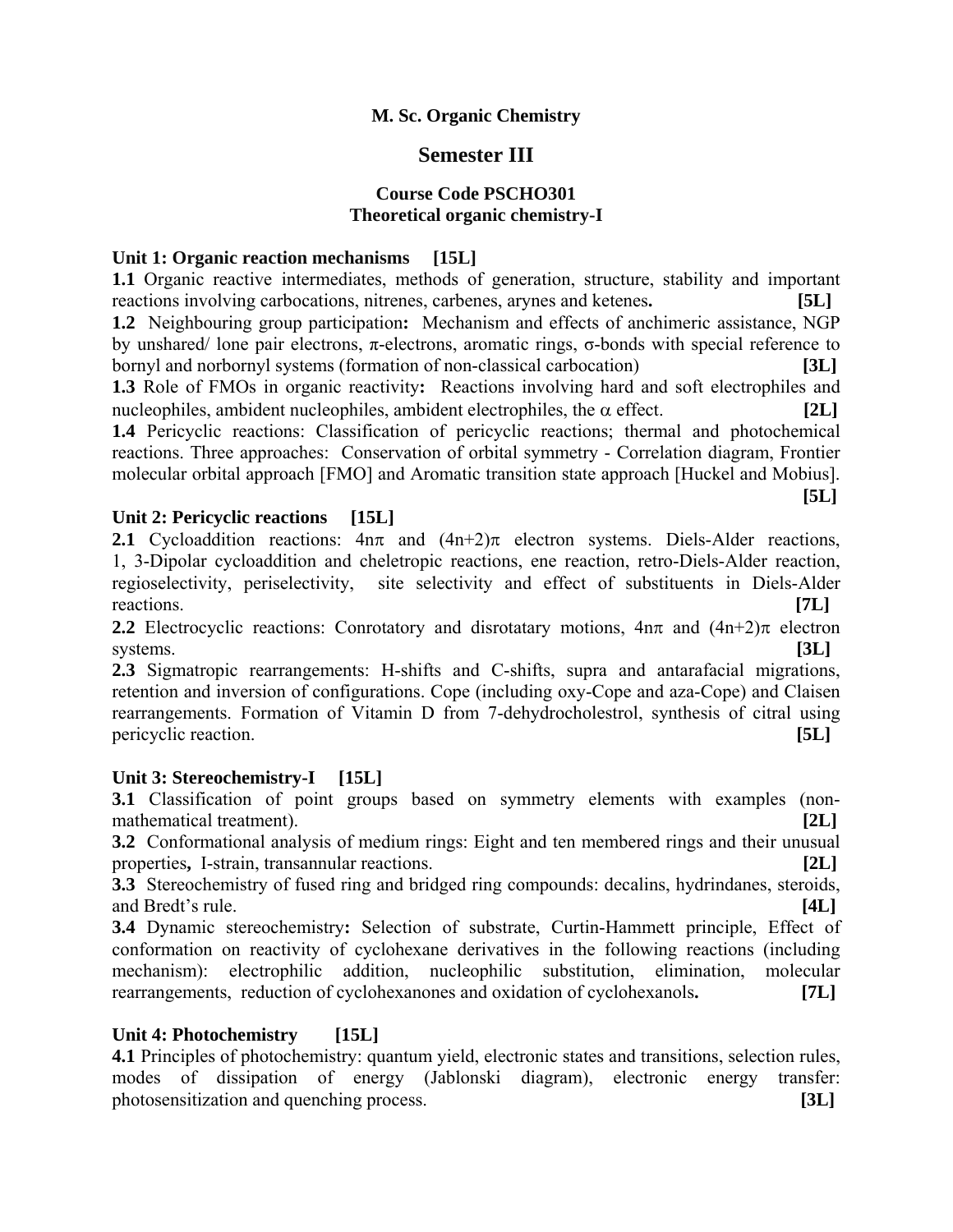**M. Sc. Organic Chemistry**

## Semester III

### Course Code PSCHO301
### Theoretical organic chemistry-I

**Unit 1: Organic reaction mechanisms [15L]**

**1.1** Organic reactive intermediates, methods of generation, structure, stability and important reactions involving carbocations, nitrenes, carbenes, arynes and ketenes**.** **[5L]**

**1.2** Neighbouring group participation**:** Mechanism and effects of anchimeric assistance, NGP by unshared/ lone pair electrons, π-electrons, aromatic rings, σ-bonds with special reference to bornyl and norbornyl systems (formation of non-classical carbocation) **[3L]**

**1.3** Role of FMOs in organic reactivity**:** Reactions involving hard and soft electrophiles and nucleophiles, ambident nucleophiles, ambident electrophiles, the α effect. **[2L]**

**1.4** Pericyclic reactions: Classification of pericyclic reactions; thermal and photochemical reactions. Three approaches: Conservation of orbital symmetry - Correlation diagram, Frontier molecular orbital approach [FMO] and Aromatic transition state approach [Huckel and Mobius]. **[5L]**

**Unit 2: Pericyclic reactions [15L]**

**2.1** Cycloaddition reactions: 4nπ and (4n+2)π electron systems. Diels-Alder reactions, 1, 3-Dipolar cycloaddition and cheletropic reactions, ene reaction, retro-Diels-Alder reaction, regioselectivity, periselectivity, site selectivity and effect of substituents in Diels-Alder reactions. **[7L]**

**2.2** Electrocyclic reactions: Conrotatory and disrotatary motions, 4nπ and (4n+2)π electron systems. **[3L]**

**2.3** Sigmatropic rearrangements: H-shifts and C-shifts, supra and antarafacial migrations, retention and inversion of configurations. Cope (including oxy-Cope and aza-Cope) and Claisen rearrangements. Formation of Vitamin D from 7-dehydrocholestrol, synthesis of citral using pericyclic reaction. **[5L]**

**Unit 3: Stereochemistry-I [15L]**

**3.1** Classification of point groups based on symmetry elements with examples (non-mathematical treatment). **[2L]**

**3.2** Conformational analysis of medium rings: Eight and ten membered rings and their unusual properties**,** I-strain, transannular reactions. **[2L]**

**3.3** Stereochemistry of fused ring and bridged ring compounds: decalins, hydrindanes, steroids, and Bredt's rule. **[4L]**

**3.4** Dynamic stereochemistry**:** Selection of substrate, Curtin-Hammett principle, Effect of conformation on reactivity of cyclohexane derivatives in the following reactions (including mechanism): electrophilic addition, nucleophilic substitution, elimination, molecular rearrangements, reduction of cyclohexanones and oxidation of cyclohexanols**.** **[7L]**

**Unit 4: Photochemistry [15L]**

**4.1** Principles of photochemistry: quantum yield, electronic states and transitions, selection rules, modes of dissipation of energy (Jablonski diagram), electronic energy transfer: photosensitization and quenching process. **[3L]**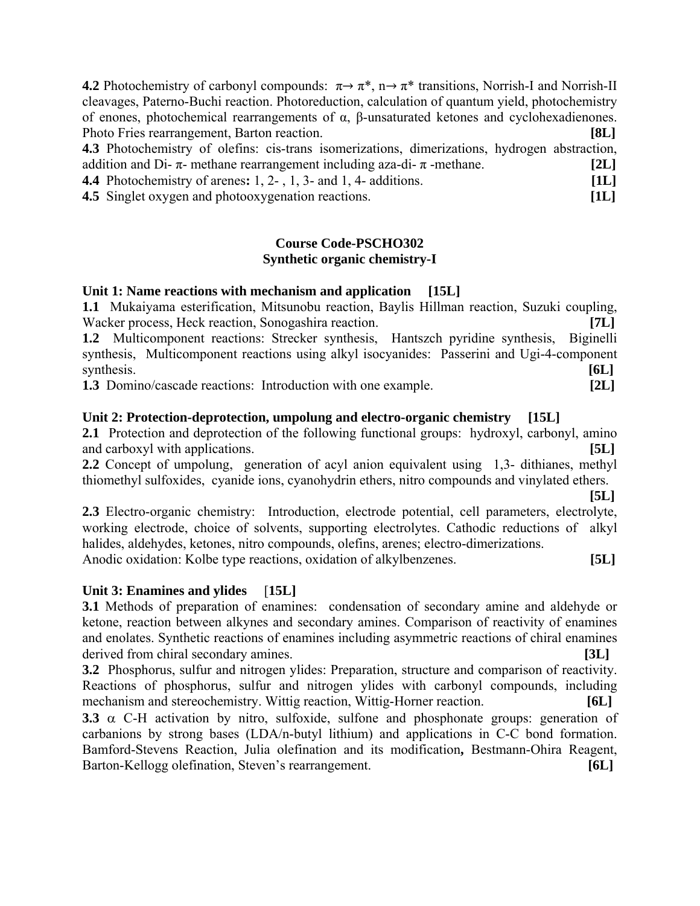**4.2** Photochemistry of carbonyl compounds: $\pi \rightarrow \pi^*$, $n \rightarrow \pi^*$ transitions, Norrish-I and Norrish-II cleavages, Paterno-Buchi reaction. Photoreduction, calculation of quantum yield, photochemistry of enones, photochemical rearrangements of α, β-unsaturated ketones and cyclohexadienones. Photo Fries rearrangement, Barton reaction. **[8L]**

**4.3** Photochemistry of olefins: cis-trans isomerizations, dimerizations, hydrogen abstraction, addition and Di- π- methane rearrangement including aza-di- π -methane. **[2L]**

**4.4** Photochemistry of arenes**:** 1, 2- , 1, 3- and 1, 4- additions. **[1L]**

**4.5** Singlet oxygen and photooxygenation reactions. **[1L]**

## Course Code-PSCHO302
## Synthetic organic chemistry-I

### Unit 1: Name reactions with mechanism and application [15L]

**1.1** Mukaiyama esterification, Mitsunobu reaction, Baylis Hillman reaction, Suzuki coupling, Wacker process, Heck reaction, Sonogashira reaction. **[7L]**

**1.2** Multicomponent reactions: Strecker synthesis, Hantszch pyridine synthesis, Biginelli synthesis, Multicomponent reactions using alkyl isocyanides: Passerini and Ugi-4-component synthesis. **[6L]**

**1.3** Domino/cascade reactions: Introduction with one example. **[2L]**

### Unit 2: Protection-deprotection, umpolung and electro-organic chemistry [15L]

**2.1** Protection and deprotection of the following functional groups: hydroxyl, carbonyl, amino and carboxyl with applications. **[5L]**

**2.2** Concept of umpolung, generation of acyl anion equivalent using 1,3- dithianes, methyl thiomethyl sulfoxides, cyanide ions, cyanohydrin ethers, nitro compounds and vinylated ethers. **[5L]**

**2.3** Electro-organic chemistry: Introduction, electrode potential, cell parameters, electrolyte, working electrode, choice of solvents, supporting electrolytes. Cathodic reductions of alkyl halides, aldehydes, ketones, nitro compounds, olefins, arenes; electro-dimerizations.
Anodic oxidation: Kolbe type reactions, oxidation of alkylbenzenes. **[5L]**

### Unit 3: Enamines and ylides [15L]

**3.1** Methods of preparation of enamines: condensation of secondary amine and aldehyde or ketone, reaction between alkynes and secondary amines. Comparison of reactivity of enamines and enolates. Synthetic reactions of enamines including asymmetric reactions of chiral enamines derived from chiral secondary amines. **[3L]**

**3.2** Phosphorus, sulfur and nitrogen ylides: Preparation, structure and comparison of reactivity. Reactions of phosphorus, sulfur and nitrogen ylides with carbonyl compounds, including mechanism and stereochemistry. Wittig reaction, Wittig-Horner reaction. **[6L]**

**3.3** α C-H activation by nitro, sulfoxide, sulfone and phosphonate groups: generation of carbanions by strong bases (LDA/n-butyl lithium) and applications in C-C bond formation. Bamford-Stevens Reaction, Julia olefination and its modification**,** Bestmann-Ohira Reagent, Barton-Kellogg olefination, Steven's rearrangement. **[6L]**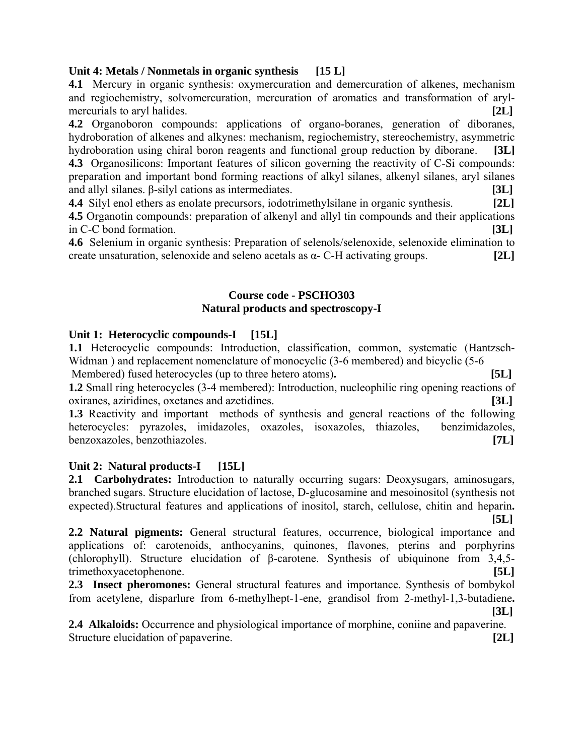**Unit 4: Metals / Nonmetals in organic synthesis [15 L]**

**4.1** Mercury in organic synthesis: oxymercuration and demercuration of alkenes, mechanism and regiochemistry, solvomercuration, mercuration of aromatics and transformation of aryl-mercurials to aryl halides. **[2L]**

**4.2** Organoboron compounds: applications of organo-boranes, generation of diboranes, hydroboration of alkenes and alkynes: mechanism, regiochemistry, stereochemistry, asymmetric hydroboration using chiral boron reagents and functional group reduction by diborane. **[3L]**

**4.3** Organosilicons: Important features of silicon governing the reactivity of C-Si compounds: preparation and important bond forming reactions of alkyl silanes, alkenyl silanes, aryl silanes and allyl silanes. β-silyl cations as intermediates. **[3L]**

**4.4** Silyl enol ethers as enolate precursors, iodotrimethylsilane in organic synthesis. **[2L]**

**4.5** Organotin compounds: preparation of alkenyl and allyl tin compounds and their applications in C-C bond formation. **[3L]**

**4.6** Selenium in organic synthesis: Preparation of selenols/selenoxide, selenoxide elimination to create unsaturation, selenoxide and seleno acetals as α- C-H activating groups. **[2L]**

## Course code - PSCHO303
## Natural products and spectroscopy-I

**Unit 1: Heterocyclic compounds-I [15L]**

**1.1** Heterocyclic compounds: Introduction, classification, common, systematic (Hantzsch-Widman ) and replacement nomenclature of monocyclic (3-6 membered) and bicyclic (5-6 Membered) fused heterocycles (up to three hetero atoms)**.** **[5L]**

**1.2** Small ring heterocycles (3-4 membered): Introduction, nucleophilic ring opening reactions of oxiranes, aziridines, oxetanes and azetidines. **[3L]**

**1.3** Reactivity and important methods of synthesis and general reactions of the following heterocycles: pyrazoles, imidazoles, oxazoles, isoxazoles, thiazoles, benzimidazoles, benzoxazoles, benzothiazoles. **[7L]**

**Unit 2: Natural products-I [15L]**

**2.1 Carbohydrates:** Introduction to naturally occurring sugars: Deoxysugars, aminosugars, branched sugars. Structure elucidation of lactose, D-glucosamine and mesoinositol (synthesis not expected).Structural features and applications of inositol, starch, cellulose, chitin and heparin**.** **[5L]**

**2.2 Natural pigments:** General structural features, occurrence, biological importance and applications of: carotenoids, anthocyanins, quinones, flavones, pterins and porphyrins (chlorophyll). Structure elucidation of β-carotene. Synthesis of ubiquinone from 3,4,5-trimethoxyacetophenone. **[5L]**

**2.3 Insect pheromones:** General structural features and importance. Synthesis of bombykol from acetylene, disparlure from 6-methylhept-1-ene, grandisol from 2-methyl-1,3-butadiene**.** **[3L]**

**2.4 Alkaloids:** Occurrence and physiological importance of morphine, coniine and papaverine. Structure elucidation of papaverine. **[2L]**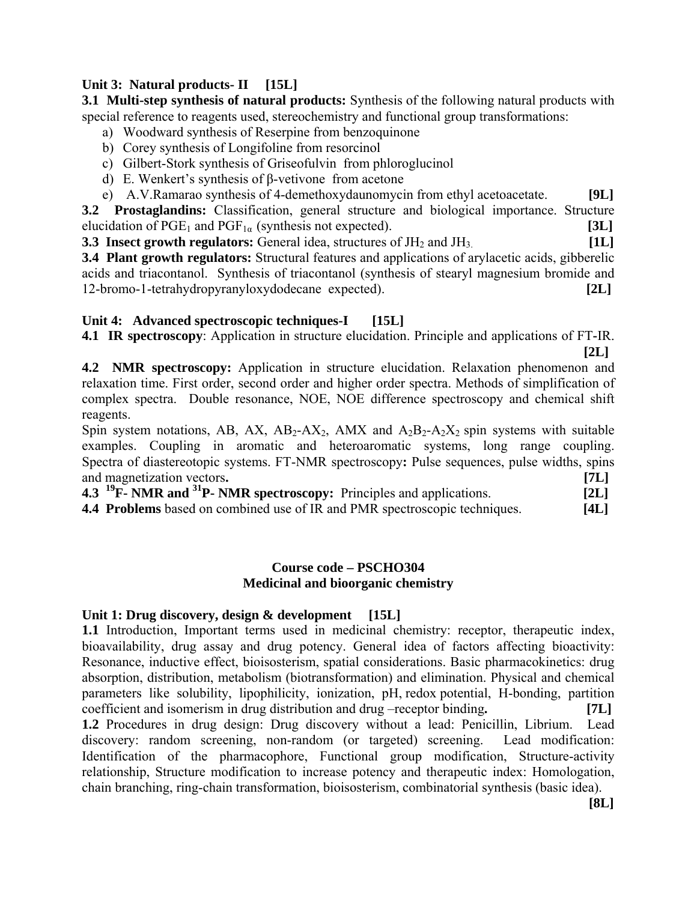**Unit 3: Natural products- II [15L]**

**3.1 Multi-step synthesis of natural products:** Synthesis of the following natural products with special reference to reagents used, stereochemistry and functional group transformations:

a) Woodward synthesis of Reserpine from benzoquinone
b) Corey synthesis of Longifoline from resorcinol
c) Gilbert-Stork synthesis of Griseofulvin from phloroglucinol
d) E. Wenkert's synthesis of β-vetivone from acetone
e) A.V.Ramarao synthesis of 4-demethoxydaunomycin from ethyl acetoacetate. **[9L]**

**3.2 Prostaglandins:** Classification, general structure and biological importance. Structure elucidation of $PGE_1$ and $PGF_{1\alpha}$ (synthesis not expected). **[3L]**

**3.3 Insect growth regulators:** General idea, structures of $JH_2$ and $JH_3$. **[1L]**

**3.4 Plant growth regulators:** Structural features and applications of arylacetic acids, gibberelic acids and triacontanol. Synthesis of triacontanol (synthesis of stearyl magnesium bromide and 12-bromo-1-tetrahydropyranyloxydodecane expected). **[2L]**

**Unit 4: Advanced spectroscopic techniques-I [15L]**

**4.1 IR spectroscopy**: Application in structure elucidation. Principle and applications of FT-IR. **[2L]**

**4.2 NMR spectroscopy:** Application in structure elucidation. Relaxation phenomenon and relaxation time. First order, second order and higher order spectra. Methods of simplification of complex spectra. Double resonance, NOE, NOE difference spectroscopy and chemical shift reagents.

Spin system notations, AB, AX, $AB_2$-$AX_2$, AMX and $A_2B_2$-$A_2X_2$ spin systems with suitable examples. Coupling in aromatic and heteroaromatic systems, long range coupling. Spectra of diastereotopic systems. FT-NMR spectroscopy**:** Pulse sequences, pulse widths, spins and magnetization vectors**.** **[7L]**

**4.3 $^{19}$F- NMR and $^{31}$P- NMR spectroscopy:** Principles and applications. **[2L]**

**4.4 Problems** based on combined use of IR and PMR spectroscopic techniques. **[4L]**

## Course code – PSCHO304
## Medicinal and bioorganic chemistry

**Unit 1: Drug discovery, design & development [15L]**

**1.1** Introduction, Important terms used in medicinal chemistry: receptor, therapeutic index, bioavailability, drug assay and drug potency. General idea of factors affecting bioactivity: Resonance, inductive effect, bioisosterism, spatial considerations. Basic pharmacokinetics: drug absorption, distribution, metabolism (biotransformation) and elimination. Physical and chemical parameters like solubility, lipophilicity, ionization, pH, redox potential, H-bonding, partition coefficient and isomerism in drug distribution and drug –receptor binding**.** **[7L]**

**1.2** Procedures in drug design: Drug discovery without a lead: Penicillin, Librium. Lead discovery: random screening, non-random (or targeted) screening. Lead modification: Identification of the pharmacophore, Functional group modification, Structure-activity relationship, Structure modification to increase potency and therapeutic index: Homologation, chain branching, ring-chain transformation, bioisosterism, combinatorial synthesis (basic idea). **[8L]**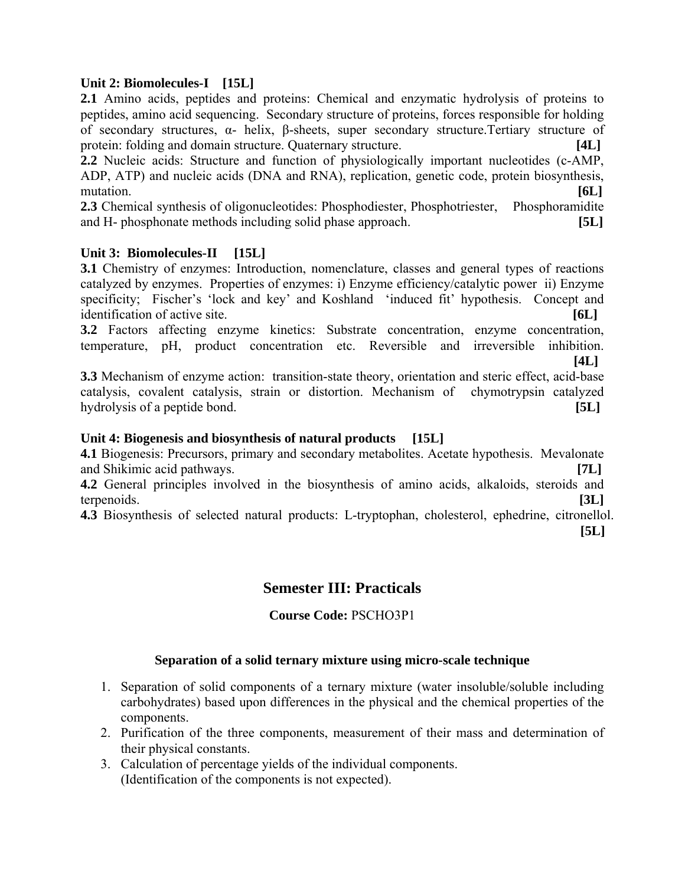**Unit 2: Biomolecules-I [15L]**

**2.1** Amino acids, peptides and proteins: Chemical and enzymatic hydrolysis of proteins to peptides, amino acid sequencing. Secondary structure of proteins, forces responsible for holding of secondary structures, α- helix, β-sheets, super secondary structure.Tertiary structure of protein: folding and domain structure. Quaternary structure. **[4L]**

**2.2** Nucleic acids: Structure and function of physiologically important nucleotides (c-AMP, ADP, ATP) and nucleic acids (DNA and RNA), replication, genetic code, protein biosynthesis, mutation. **[6L]**

**2.3** Chemical synthesis of oligonucleotides: Phosphodiester, Phosphotriester, Phosphoramidite and H- phosphonate methods including solid phase approach. **[5L]**

**Unit 3: Biomolecules-II [15L]**

**3.1** Chemistry of enzymes: Introduction, nomenclature, classes and general types of reactions catalyzed by enzymes. Properties of enzymes: i) Enzyme efficiency/catalytic power ii) Enzyme specificity; Fischer's 'lock and key' and Koshland 'induced fit' hypothesis. Concept and identification of active site. **[6L]**

**3.2** Factors affecting enzyme kinetics: Substrate concentration, enzyme concentration, temperature, pH, product concentration etc. Reversible and irreversible inhibition. **[4L]**

**3.3** Mechanism of enzyme action: transition-state theory, orientation and steric effect, acid-base catalysis, covalent catalysis, strain or distortion. Mechanism of chymotrypsin catalyzed hydrolysis of a peptide bond. **[5L]**

**Unit 4: Biogenesis and biosynthesis of natural products [15L]**

**4.1** Biogenesis: Precursors, primary and secondary metabolites. Acetate hypothesis. Mevalonate and Shikimic acid pathways. **[7L]**

**4.2** General principles involved in the biosynthesis of amino acids, alkaloids, steroids and terpenoids. **[3L]**

**4.3** Biosynthesis of selected natural products: L-tryptophan, cholesterol, ephedrine, citronellol. **[5L]**

## Semester III: Practicals

**Course Code:** PSCHO3P1

**Separation of a solid ternary mixture using micro-scale technique**

1. Separation of solid components of a ternary mixture (water insoluble/soluble including carbohydrates) based upon differences in the physical and the chemical properties of the components.
2. Purification of the three components, measurement of their mass and determination of their physical constants.
3. Calculation of percentage yields of the individual components.
   (Identification of the components is not expected).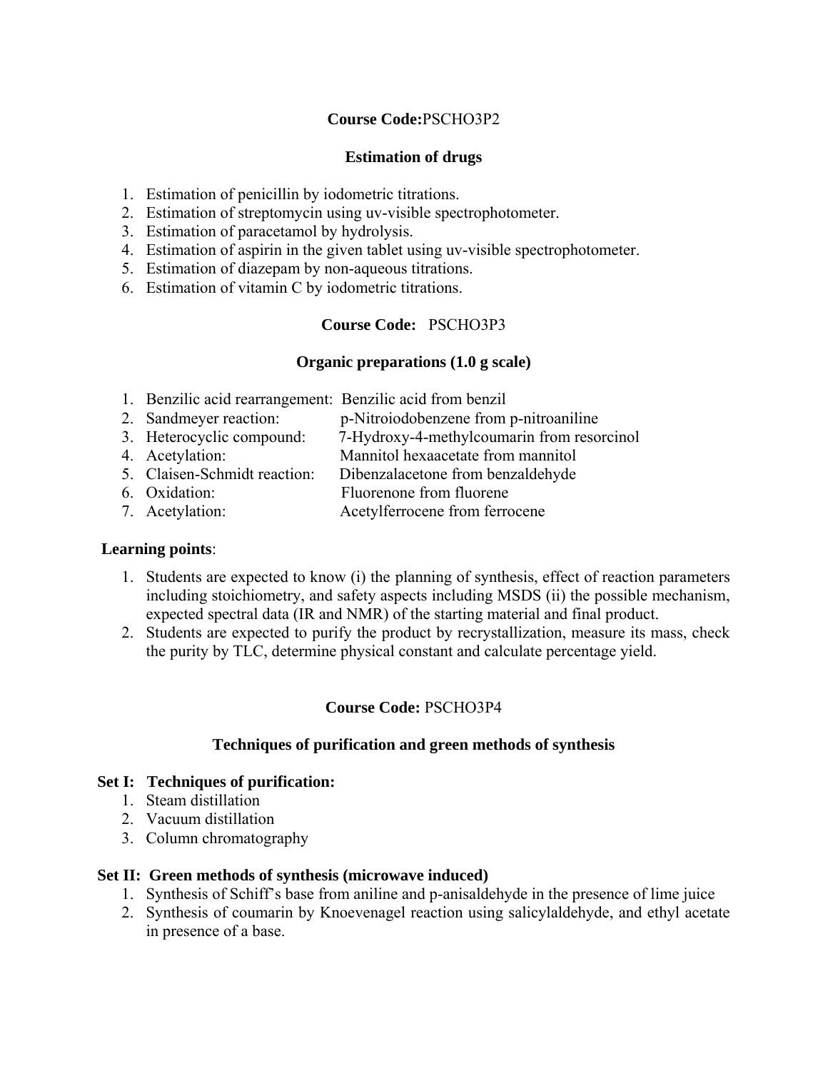**Course Code:**PSCHO3P2

**Estimation of drugs**

1. Estimation of penicillin by iodometric titrations.
2. Estimation of streptomycin using uv-visible spectrophotometer.
3. Estimation of paracetamol by hydrolysis.
4. Estimation of aspirin in the given tablet using uv-visible spectrophotometer.
5. Estimation of diazepam by non-aqueous titrations.
6. Estimation of vitamin C by iodometric titrations.

**Course Code:** PSCHO3P3

**Organic preparations (1.0 g scale)**

1. Benzilic acid rearrangement: Benzilic acid from benzil
2. Sandmeyer reaction: p-Nitroiodobenzene from p-nitroaniline
3. Heterocyclic compound: 7-Hydroxy-4-methylcoumarin from resorcinol
4. Acetylation: Mannitol hexaacetate from mannitol
5. Claisen-Schmidt reaction: Dibenzalacetone from benzaldehyde
6. Oxidation: Fluorenone from fluorene
7. Acetylation: Acetylferrocene from ferrocene

**Learning points**:

1. Students are expected to know (i) the planning of synthesis, effect of reaction parameters including stoichiometry, and safety aspects including MSDS (ii) the possible mechanism, expected spectral data (IR and NMR) of the starting material and final product.
2. Students are expected to purify the product by recrystallization, measure its mass, check the purity by TLC, determine physical constant and calculate percentage yield.

**Course Code:** PSCHO3P4

**Techniques of purification and green methods of synthesis**

**Set I: Techniques of purification:**

1. Steam distillation
2. Vacuum distillation
3. Column chromatography

**Set II: Green methods of synthesis (microwave induced)**

1. Synthesis of Schiff's base from aniline and p-anisaldehyde in the presence of lime juice
2. Synthesis of coumarin by Knoevenagel reaction using salicylaldehyde, and ethyl acetate in presence of a base.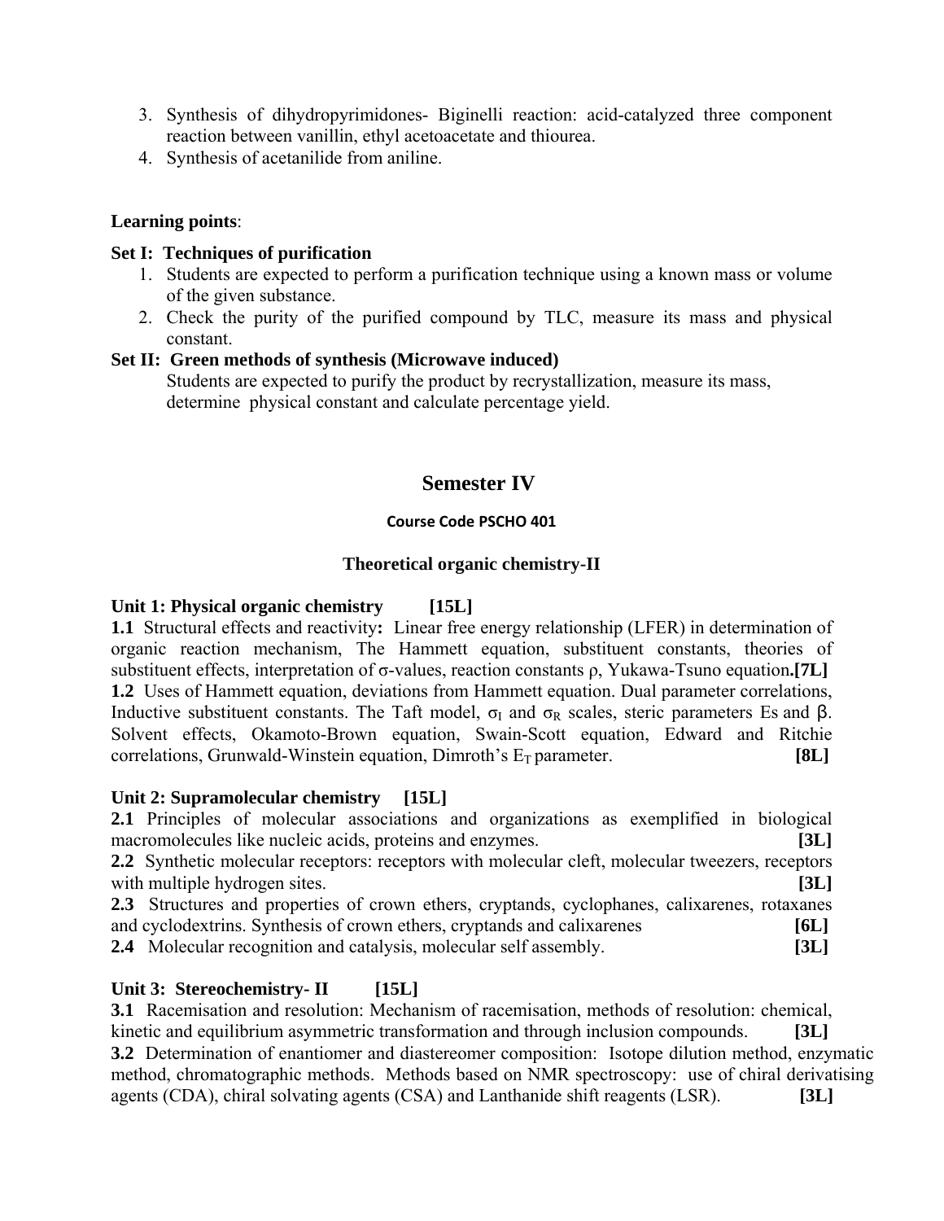3. Synthesis of dihydropyrimidones- Biginelli reaction: acid-catalyzed three component reaction between vanillin, ethyl acetoacetate and thiourea.
4. Synthesis of acetanilide from aniline.

**Learning points**:

**Set I: Techniques of purification**

1. Students are expected to perform a purification technique using a known mass or volume of the given substance.
2. Check the purity of the purified compound by TLC, measure its mass and physical constant.

**Set II: Green methods of synthesis (Microwave induced)**

Students are expected to purify the product by recrystallization, measure its mass, determine physical constant and calculate percentage yield.

## Semester IV

**Course Code PSCHO 401**

### Theoretical organic chemistry-II

**Unit 1: Physical organic chemistry [15L]**

**1.1** Structural effects and reactivity**:** Linear free energy relationship (LFER) in determination of organic reaction mechanism, The Hammett equation, substituent constants, theories of substituent effects, interpretation of σ-values, reaction constants ρ, Yukawa-Tsuno equation**.[7L]**

**1.2** Uses of Hammett equation, deviations from Hammett equation. Dual parameter correlations, Inductive substituent constants. The Taft model, $\sigma_I$ and $\sigma_R$ scales, steric parameters Es and β. Solvent effects, Okamoto-Brown equation, Swain-Scott equation, Edward and Ritchie correlations, Grunwald-Winstein equation, Dimroth's $E_T$ parameter. **[8L]**

**Unit 2: Supramolecular chemistry [15L]**

**2.1** Principles of molecular associations and organizations as exemplified in biological macromolecules like nucleic acids, proteins and enzymes. **[3L]**

**2.2** Synthetic molecular receptors: receptors with molecular cleft, molecular tweezers, receptors with multiple hydrogen sites. **[3L]**

**2.3** Structures and properties of crown ethers, cryptands, cyclophanes, calixarenes, rotaxanes and cyclodextrins. Synthesis of crown ethers, cryptands and calixarenes **[6L]**

**2.4** Molecular recognition and catalysis, molecular self assembly. **[3L]**

**Unit 3: Stereochemistry- II [15L]**

**3.1** Racemisation and resolution: Mechanism of racemisation, methods of resolution: chemical, kinetic and equilibrium asymmetric transformation and through inclusion compounds. **[3L]**

**3.2** Determination of enantiomer and diastereomer composition: Isotope dilution method, enzymatic method, chromatographic methods. Methods based on NMR spectroscopy: use of chiral derivatising agents (CDA), chiral solvating agents (CSA) and Lanthanide shift reagents (LSR). **[3L]**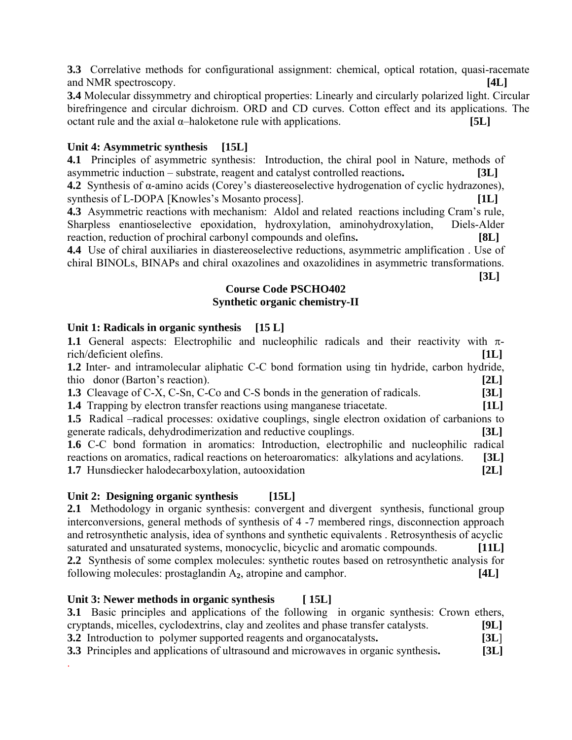**3.3** Correlative methods for configurational assignment: chemical, optical rotation, quasi-racemate and NMR spectroscopy. **[4L]**

**3.4** Molecular dissymmetry and chiroptical properties: Linearly and circularly polarized light. Circular birefringence and circular dichroism. ORD and CD curves. Cotton effect and its applications. The octant rule and the axial α–haloketone rule with applications. **[5L]**

### Unit 4: Asymmetric synthesis [15L]

**4.1** Principles of asymmetric synthesis: Introduction, the chiral pool in Nature, methods of asymmetric induction – substrate, reagent and catalyst controlled reactions**.** **[3L]**

**4.2** Synthesis of α-amino acids (Corey's diastereoselective hydrogenation of cyclic hydrazones), synthesis of L-DOPA [Knowles's Mosanto process]. **[1L]**

**4.3** Asymmetric reactions with mechanism: Aldol and related reactions including Cram's rule, Sharpless enantioselective epoxidation, hydroxylation, aminohydroxylation, Diels-Alder reaction, reduction of prochiral carbonyl compounds and olefins**.** **[8L]**

**4.4** Use of chiral auxiliaries in diastereoselective reductions, asymmetric amplification . Use of chiral BINOLs, BINAPs and chiral oxazolines and oxazolidines in asymmetric transformations. **[3L]**

## Course Code PSCHO402
## Synthetic organic chemistry-II

### Unit 1: Radicals in organic synthesis [15 L]

**1.1** General aspects: Electrophilic and nucleophilic radicals and their reactivity with π-rich/deficient olefins. **[1L]**

**1.2** Inter- and intramolecular aliphatic C-C bond formation using tin hydride, carbon hydride, thio donor (Barton's reaction). **[2L]**

**1.3** Cleavage of C-X, C-Sn, C-Co and C-S bonds in the generation of radicals. **[3L]**

**1.4** Trapping by electron transfer reactions using manganese triacetate. **[1L]**

**1.5** Radical –radical processes: oxidative couplings, single electron oxidation of carbanions to generate radicals, dehydrodimerization and reductive couplings. **[3L]**

**1.6** C-C bond formation in aromatics: Introduction, electrophilic and nucleophilic radical reactions on aromatics, radical reactions on heteroaromatics: alkylations and acylations. **[3L]**

**1.7** Hunsdiecker halodecarboxylation, autooxidation **[2L]**

### Unit 2: Designing organic synthesis [15L]

**2.1** Methodology in organic synthesis: convergent and divergent synthesis, functional group interconversions, general methods of synthesis of 4 -7 membered rings, disconnection approach and retrosynthetic analysis, idea of synthons and synthetic equivalents . Retrosynthesis of acyclic saturated and unsaturated systems, monocyclic, bicyclic and aromatic compounds. **[11L]**

**2.2** Synthesis of some complex molecules: synthetic routes based on retrosynthetic analysis for following molecules: prostaglandin $A_2$, atropine and camphor. **[4L]**

### Unit 3: Newer methods in organic synthesis [ 15L]

**3.1** Basic principles and applications of the following in organic synthesis: Crown ethers, cryptands, micelles, cyclodextrins, clay and zeolites and phase transfer catalysts. **[9L]**

**3.2** Introduction to polymer supported reagents and organocatalysts**.** **[3L]**

**3.3** Principles and applications of ultrasound and microwaves in organic synthesis**.** **[3L]**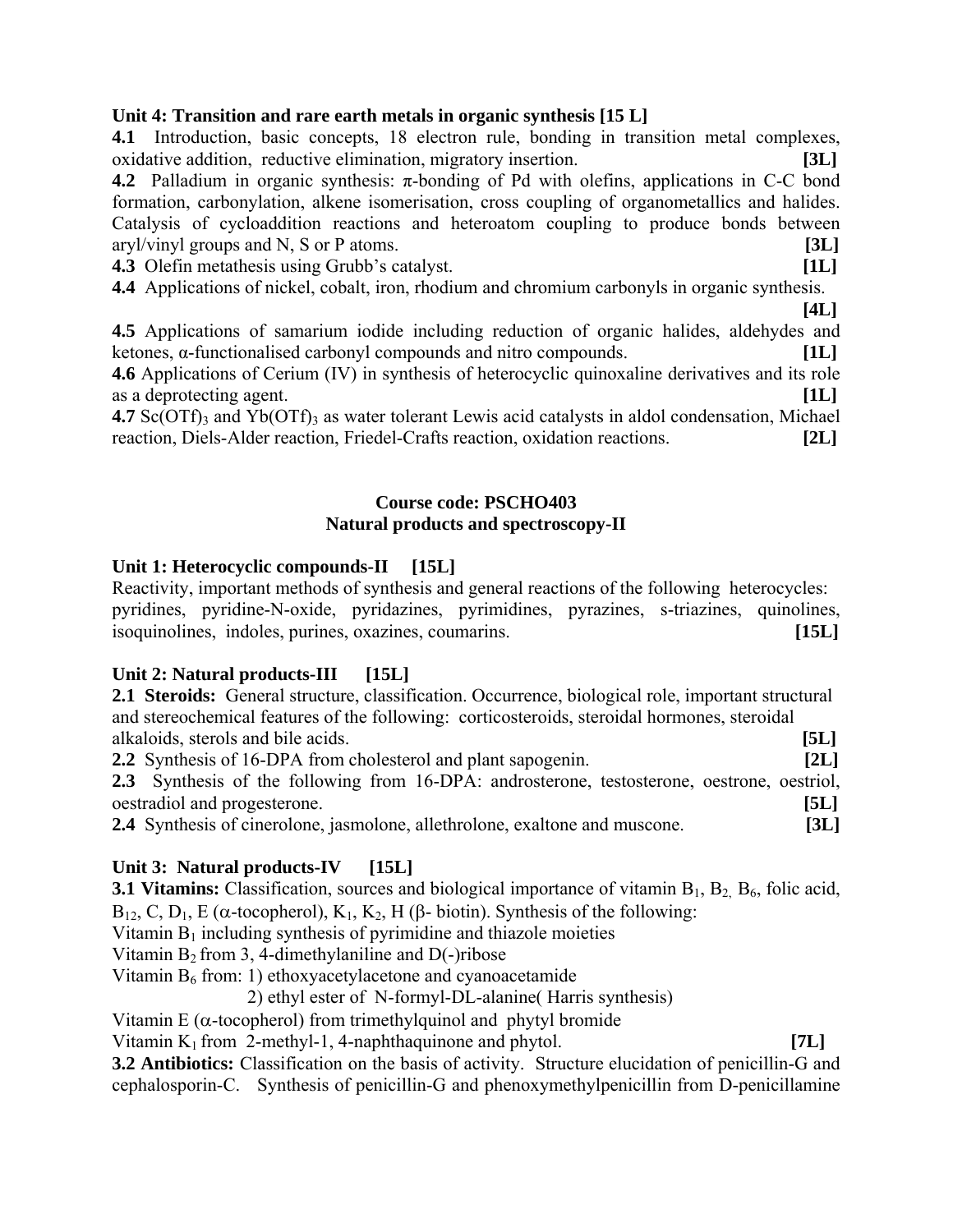**Unit 4: Transition and rare earth metals in organic synthesis [15 L]**

**4.1** Introduction, basic concepts, 18 electron rule, bonding in transition metal complexes, oxidative addition, reductive elimination, migratory insertion. **[3L]**

**4.2** Palladium in organic synthesis: π-bonding of Pd with olefins, applications in C-C bond formation, carbonylation, alkene isomerisation, cross coupling of organometallics and halides. Catalysis of cycloaddition reactions and heteroatom coupling to produce bonds between aryl/vinyl groups and N, S or P atoms. **[3L]**

**4.3** Olefin metathesis using Grubb's catalyst. **[1L]**

**4.4** Applications of nickel, cobalt, iron, rhodium and chromium carbonyls in organic synthesis. **[4L]**

**4.5** Applications of samarium iodide including reduction of organic halides, aldehydes and ketones, α-functionalised carbonyl compounds and nitro compounds. **[1L]**

**4.6** Applications of Cerium (IV) in synthesis of heterocyclic quinoxaline derivatives and its role as a deprotecting agent. **[1L]**

**4.7** $Sc(OTf)_3$ and $Yb(OTf)_3$ as water tolerant Lewis acid catalysts in aldol condensation, Michael reaction, Diels-Alder reaction, Friedel-Crafts reaction, oxidation reactions. **[2L]**

## Course code: PSCHO403
## Natural products and spectroscopy-II

**Unit 1: Heterocyclic compounds-II [15L]**

Reactivity, important methods of synthesis and general reactions of the following heterocycles: pyridines, pyridine-N-oxide, pyridazines, pyrimidines, pyrazines, s-triazines, quinolines, isoquinolines, indoles, purines, oxazines, coumarins. **[15L]**

**Unit 2: Natural products-III [15L]**

**2.1 Steroids:** General structure, classification. Occurrence, biological role, important structural and stereochemical features of the following: corticosteroids, steroidal hormones, steroidal alkaloids, sterols and bile acids. **[5L]**

**2.2** Synthesis of 16-DPA from cholesterol and plant sapogenin. **[2L]**

**2.3** Synthesis of the following from 16-DPA: androsterone, testosterone, oestrone, oestriol, oestradiol and progesterone. **[5L]**

**2.4** Synthesis of cinerolone, jasmolone, allethrolone, exaltone and muscone. **[3L]**

**Unit 3: Natural products-IV [15L]**

**3.1 Vitamins:** Classification, sources and biological importance of vitamin $B_1$, $B_2$, $B_6$, folic acid, $B_{12}$, C, $D_1$, E (α-tocopherol), $K_1$, $K_2$, H (β- biotin). Synthesis of the following:

Vitamin $B_1$ including synthesis of pyrimidine and thiazole moieties

Vitamin $B_2$ from 3, 4-dimethylaniline and D(-)ribose

Vitamin $B_6$ from: 1) ethoxyacetylacetone and cyanoacetamide

2) ethyl ester of N-formyl-DL-alanine( Harris synthesis)

Vitamin E (α-tocopherol) from trimethylquinol and phytyl bromide

Vitamin $K_1$ from 2-methyl-1, 4-naphthaquinone and phytol. **[7L]**

**3.2 Antibiotics:** Classification on the basis of activity. Structure elucidation of penicillin-G and cephalosporin-C. Synthesis of penicillin-G and phenoxymethylpenicillin from D-penicillamine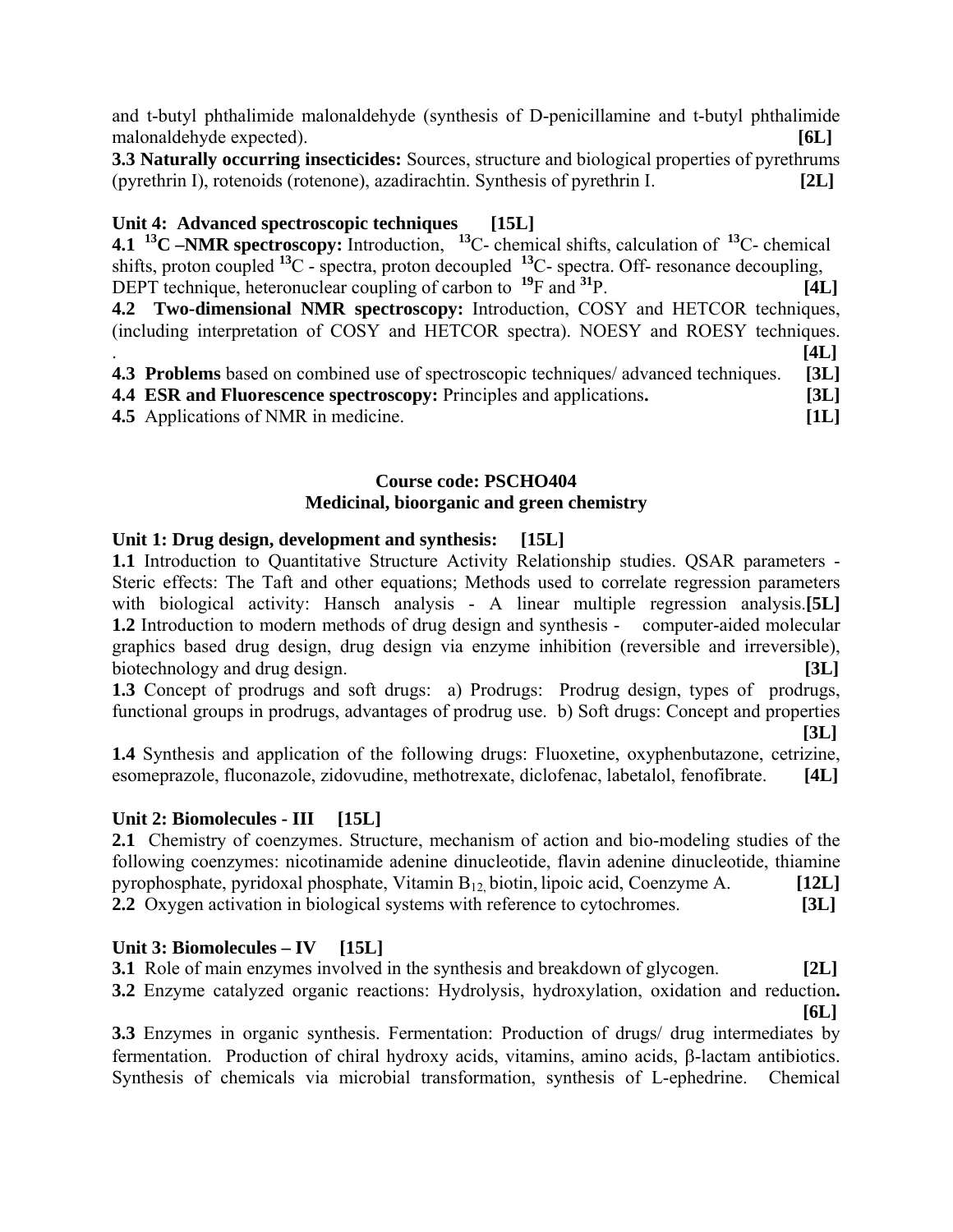and t-butyl phthalimide malonaldehyde (synthesis of D-penicillamine and t-butyl phthalimide malonaldehyde expected). **[6L]**

**3.3 Naturally occurring insecticides:** Sources, structure and biological properties of pyrethrums (pyrethrin I), rotenoids (rotenone), azadirachtin. Synthesis of pyrethrin I. **[2L]**

### Unit 4: Advanced spectroscopic techniques [15L]

**4.1 $^{13}$C –NMR spectroscopy:** Introduction, $^{13}$C- chemical shifts, calculation of $^{13}$C- chemical shifts, proton coupled $^{13}$C - spectra, proton decoupled $^{13}$C- spectra. Off- resonance decoupling, DEPT technique, heteronuclear coupling of carbon to $^{19}$F and $^{31}$P. **[4L]**

**4.2 Two-dimensional NMR spectroscopy:** Introduction, COSY and HETCOR techniques, (including interpretation of COSY and HETCOR spectra). NOESY and ROESY techniques. . **[4L]**

**4.3 Problems** based on combined use of spectroscopic techniques/ advanced techniques. **[3L]**

**4.4 ESR and Fluorescence spectroscopy:** Principles and applications**.** **[3L]**

**4.5** Applications of NMR in medicine. **[1L]**

## Course code: PSCHO404
## Medicinal, bioorganic and green chemistry

### Unit 1: Drug design, development and synthesis: [15L]

**1.1** Introduction to Quantitative Structure Activity Relationship studies. QSAR parameters - Steric effects: The Taft and other equations; Methods used to correlate regression parameters with biological activity: Hansch analysis - A linear multiple regression analysis.**[5L]**

**1.2** Introduction to modern methods of drug design and synthesis - computer-aided molecular graphics based drug design, drug design via enzyme inhibition (reversible and irreversible), biotechnology and drug design. **[3L]**

**1.3** Concept of prodrugs and soft drugs: a) Prodrugs: Prodrug design, types of prodrugs, functional groups in prodrugs, advantages of prodrug use. b) Soft drugs: Concept and properties **[3L]**

**1.4** Synthesis and application of the following drugs: Fluoxetine, oxyphenbutazone, cetrizine, esomeprazole, fluconazole, zidovudine, methotrexate, diclofenac, labetalol, fenofibrate. **[4L]**

### Unit 2: Biomolecules - III [15L]

**2.1** Chemistry of coenzymes. Structure, mechanism of action and bio-modeling studies of the following coenzymes: nicotinamide adenine dinucleotide, flavin adenine dinucleotide, thiamine pyrophosphate, pyridoxal phosphate, Vitamin $B_{12,}$ biotin, lipoic acid, Coenzyme A. **[12L]**

**2.2** Oxygen activation in biological systems with reference to cytochromes. **[3L]**

### Unit 3: Biomolecules – IV [15L]

**3.1** Role of main enzymes involved in the synthesis and breakdown of glycogen. **[2L]**

**3.2** Enzyme catalyzed organic reactions: Hydrolysis, hydroxylation, oxidation and reduction**.** **[6L]**

**3.3** Enzymes in organic synthesis. Fermentation: Production of drugs/ drug intermediates by fermentation. Production of chiral hydroxy acids, vitamins, amino acids, β-lactam antibiotics. Synthesis of chemicals via microbial transformation, synthesis of L-ephedrine. Chemical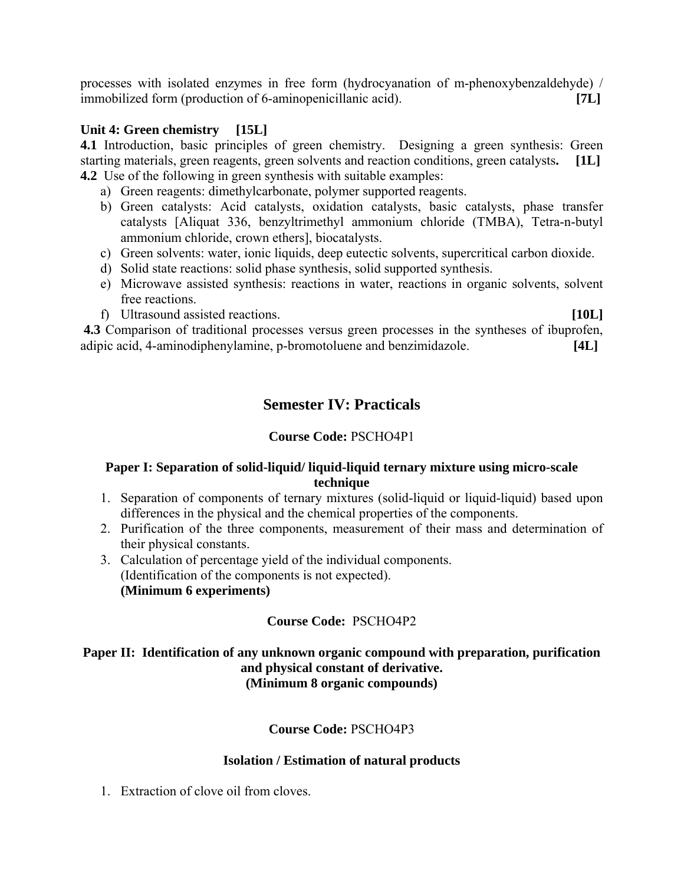processes with isolated enzymes in free form (hydrocyanation of m-phenoxybenzaldehyde) / immobilized form (production of 6-aminopenicillanic acid). **[7L]**

**Unit 4: Green chemistry [15L]**

**4.1** Introduction, basic principles of green chemistry. Designing a green synthesis: Green starting materials, green reagents, green solvents and reaction conditions, green catalysts**.** **[1L]**

**4.2** Use of the following in green synthesis with suitable examples:

a) Green reagents: dimethylcarbonate, polymer supported reagents.
b) Green catalysts: Acid catalysts, oxidation catalysts, basic catalysts, phase transfer catalysts [Aliquat 336, benzyltrimethyl ammonium chloride (TMBA), Tetra-n-butyl ammonium chloride, crown ethers], biocatalysts.
c) Green solvents: water, ionic liquids, deep eutectic solvents, supercritical carbon dioxide.
d) Solid state reactions: solid phase synthesis, solid supported synthesis.
e) Microwave assisted synthesis: reactions in water, reactions in organic solvents, solvent free reactions.
f) Ultrasound assisted reactions. **[10L]**

**4.3** Comparison of traditional processes versus green processes in the syntheses of ibuprofen, adipic acid, 4-aminodiphenylamine, p-bromotoluene and benzimidazole. **[4L]**

## Semester IV: Practicals

**Course Code:** PSCHO4P1

### Paper I: Separation of solid-liquid/ liquid-liquid ternary mixture using micro-scale technique

1. Separation of components of ternary mixtures (solid-liquid or liquid-liquid) based upon differences in the physical and the chemical properties of the components.
2. Purification of the three components, measurement of their mass and determination of their physical constants.
3. Calculation of percentage yield of the individual components.
   (Identification of the components is not expected).
   **(Minimum 6 experiments)**

**Course Code:** PSCHO4P2

### Paper II: Identification of any unknown organic compound with preparation, purification and physical constant of derivative. (Minimum 8 organic compounds)

**Course Code:** PSCHO4P3

### Isolation / Estimation of natural products

1. Extraction of clove oil from cloves.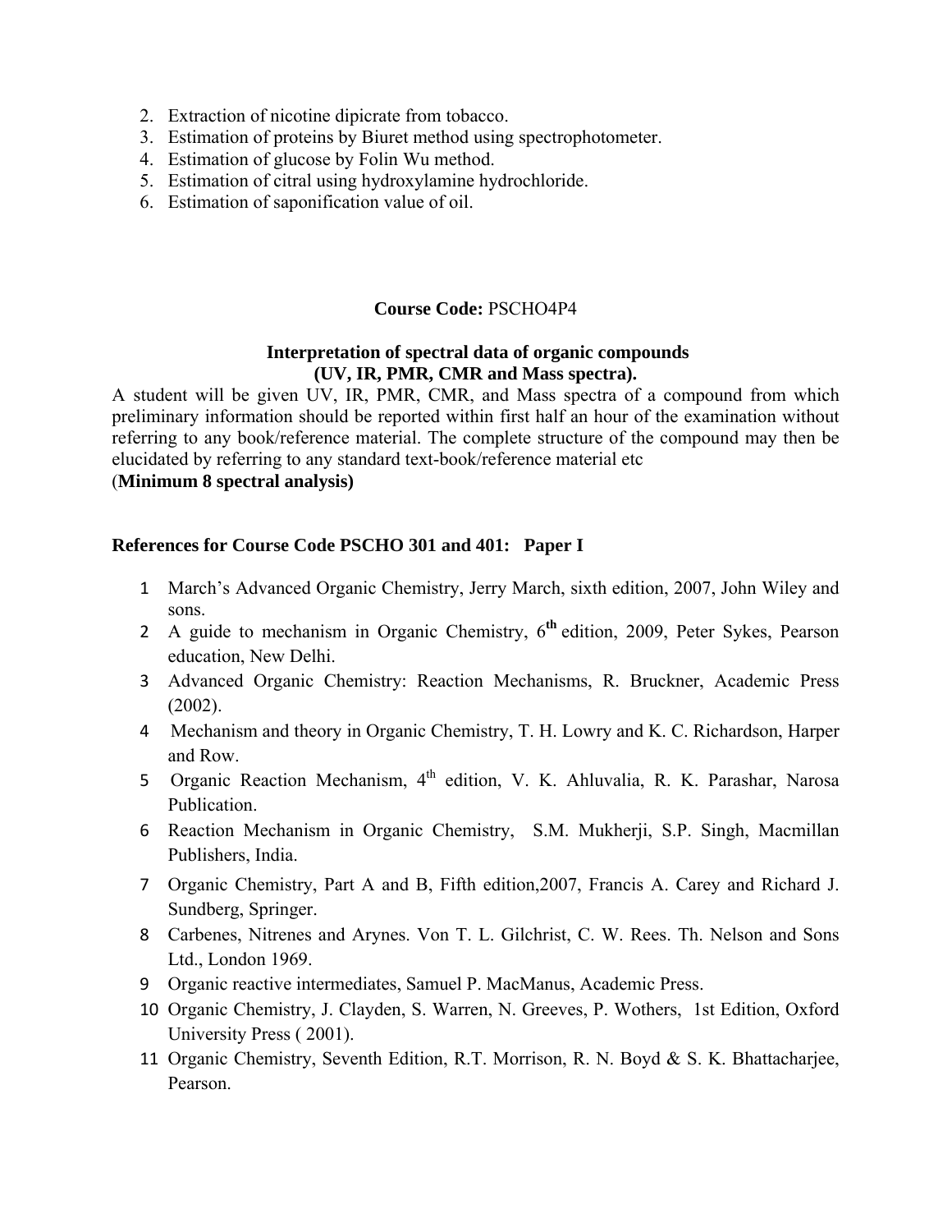2. Extraction of nicotine dipicrate from tobacco.
3. Estimation of proteins by Biuret method using spectrophotometer.
4. Estimation of glucose by Folin Wu method.
5. Estimation of citral using hydroxylamine hydrochloride.
6. Estimation of saponification value of oil.

**Course Code:** PSCHO4P4

**Interpretation of spectral data of organic compounds (UV, IR, PMR, CMR and Mass spectra).**

A student will be given UV, IR, PMR, CMR, and Mass spectra of a compound from which preliminary information should be reported within first half an hour of the examination without referring to any book/reference material. The complete structure of the compound may then be elucidated by referring to any standard text-book/reference material etc

(**Minimum 8 spectral analysis)**

**References for Course Code PSCHO 301 and 401: Paper I**

1. March's Advanced Organic Chemistry, Jerry March, sixth edition, 2007, John Wiley and sons.
2. A guide to mechanism in Organic Chemistry, 6**th** edition, 2009, Peter Sykes, Pearson education, New Delhi.
3. Advanced Organic Chemistry: Reaction Mechanisms, R. Bruckner, Academic Press (2002).
4. Mechanism and theory in Organic Chemistry, T. H. Lowry and K. C. Richardson, Harper and Row.
5. Organic Reaction Mechanism, 4th edition, V. K. Ahluvalia, R. K. Parashar, Narosa Publication.
6. Reaction Mechanism in Organic Chemistry, S.M. Mukherji, S.P. Singh, Macmillan Publishers, India.
7. Organic Chemistry, Part A and B, Fifth edition,2007, Francis A. Carey and Richard J. Sundberg, Springer.
8. Carbenes, Nitrenes and Arynes. Von T. L. Gilchrist, C. W. Rees. Th. Nelson and Sons Ltd., London 1969.
9. Organic reactive intermediates, Samuel P. MacManus, Academic Press.
10. Organic Chemistry, J. Clayden, S. Warren, N. Greeves, P. Wothers, 1st Edition, Oxford University Press ( 2001).
11. Organic Chemistry, Seventh Edition, R.T. Morrison, R. N. Boyd & S. K. Bhattacharjee, Pearson.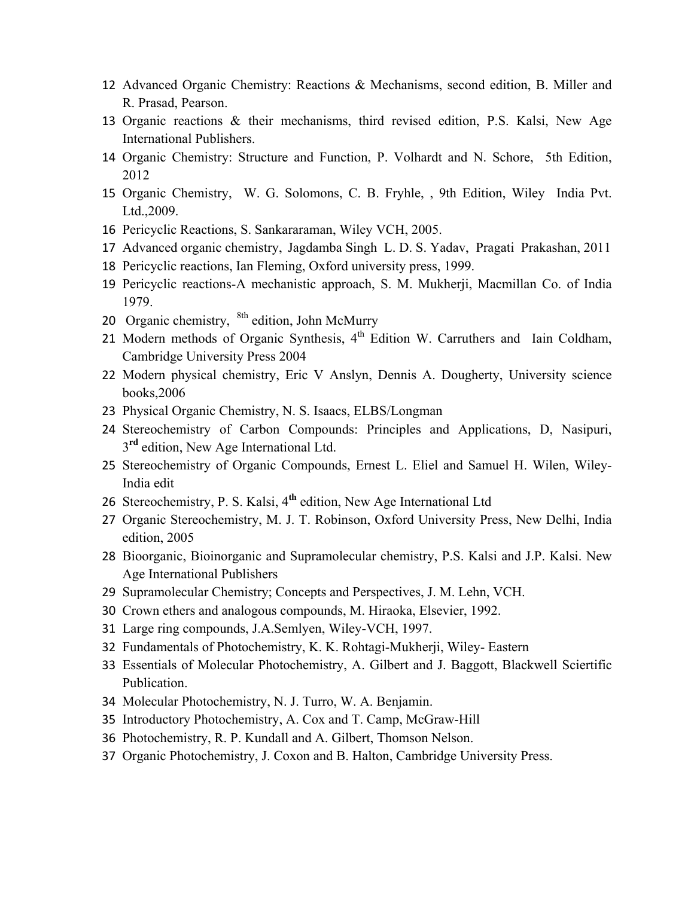12. Advanced Organic Chemistry: Reactions & Mechanisms, second edition, B. Miller and R. Prasad, Pearson.
13. Organic reactions & their mechanisms, third revised edition, P.S. Kalsi, New Age International Publishers.
14. Organic Chemistry: Structure and Function, P. Volhardt and N. Schore, 5th Edition, 2012
15. Organic Chemistry, W. G. Solomons, C. B. Fryhle, , 9th Edition, Wiley India Pvt. Ltd.,2009.
16. Pericyclic Reactions, S. Sankararaman, Wiley VCH, 2005.
17. Advanced organic chemistry, Jagdamba Singh L. D. S. Yadav, Pragati Prakashan, 2011
18. Pericyclic reactions, Ian Fleming, Oxford university press, 1999.
19. Pericyclic reactions-A mechanistic approach, S. M. Mukherji, Macmillan Co. of India 1979.
20. Organic chemistry, 8th edition, John McMurry
21. Modern methods of Organic Synthesis, 4th Edition W. Carruthers and Iain Coldham, Cambridge University Press 2004
22. Modern physical chemistry, Eric V Anslyn, Dennis A. Dougherty, University science books,2006
23. Physical Organic Chemistry, N. S. Isaacs, ELBS/Longman
24. Stereochemistry of Carbon Compounds: Principles and Applications, D, Nasipuri, 3**rd** edition, New Age International Ltd.
25. Stereochemistry of Organic Compounds, Ernest L. Eliel and Samuel H. Wilen, Wiley-India edit
26. Stereochemistry, P. S. Kalsi, 4**th** edition, New Age International Ltd
27. Organic Stereochemistry, M. J. T. Robinson, Oxford University Press, New Delhi, India edition, 2005
28. Bioorganic, Bioinorganic and Supramolecular chemistry, P.S. Kalsi and J.P. Kalsi. New Age International Publishers
29. Supramolecular Chemistry; Concepts and Perspectives, J. M. Lehn, VCH.
30. Crown ethers and analogous compounds, M. Hiraoka, Elsevier, 1992.
31. Large ring compounds, J.A.Semlyen, Wiley-VCH, 1997.
32. Fundamentals of Photochemistry, K. K. Rohtagi-Mukherji, Wiley- Eastern
33. Essentials of Molecular Photochemistry, A. Gilbert and J. Baggott, Blackwell Sciertific Publication.
34. Molecular Photochemistry, N. J. Turro, W. A. Benjamin.
35. Introductory Photochemistry, A. Cox and T. Camp, McGraw-Hill
36. Photochemistry, R. P. Kundall and A. Gilbert, Thomson Nelson.
37. Organic Photochemistry, J. Coxon and B. Halton, Cambridge University Press.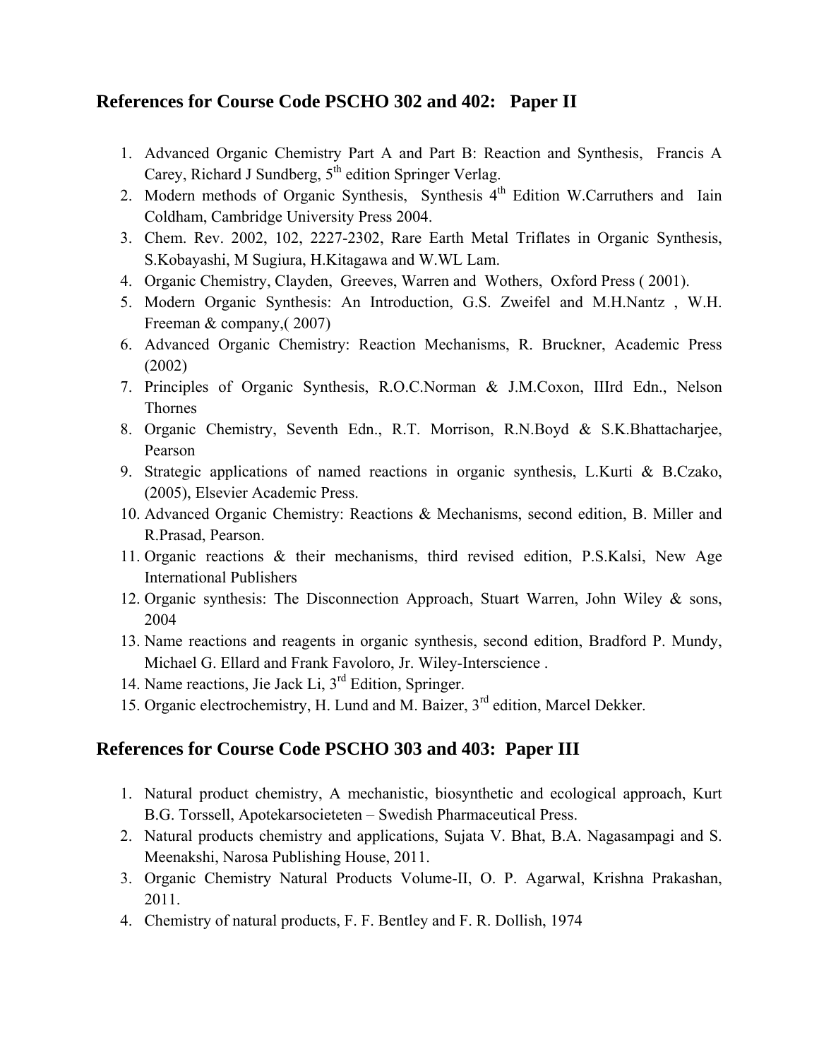## References for Course Code PSCHO 302 and 402: Paper II

1. Advanced Organic Chemistry Part A and Part B: Reaction and Synthesis, Francis A Carey, Richard J Sundberg, 5th edition Springer Verlag.
2. Modern methods of Organic Synthesis, Synthesis 4th Edition W.Carruthers and Iain Coldham, Cambridge University Press 2004.
3. Chem. Rev. 2002, 102, 2227-2302, Rare Earth Metal Triflates in Organic Synthesis, S.Kobayashi, M Sugiura, H.Kitagawa and W.WL Lam.
4. Organic Chemistry, Clayden, Greeves, Warren and Wothers, Oxford Press ( 2001).
5. Modern Organic Synthesis: An Introduction, G.S. Zweifel and M.H.Nantz , W.H. Freeman & company,( 2007)
6. Advanced Organic Chemistry: Reaction Mechanisms, R. Bruckner, Academic Press (2002)
7. Principles of Organic Synthesis, R.O.C.Norman & J.M.Coxon, IIIrd Edn., Nelson Thornes
8. Organic Chemistry, Seventh Edn., R.T. Morrison, R.N.Boyd & S.K.Bhattacharjee, Pearson
9. Strategic applications of named reactions in organic synthesis, L.Kurti & B.Czako, (2005), Elsevier Academic Press.
10. Advanced Organic Chemistry: Reactions & Mechanisms, second edition, B. Miller and R.Prasad, Pearson.
11. Organic reactions & their mechanisms, third revised edition, P.S.Kalsi, New Age International Publishers
12. Organic synthesis: The Disconnection Approach, Stuart Warren, John Wiley & sons, 2004
13. Name reactions and reagents in organic synthesis, second edition, Bradford P. Mundy, Michael G. Ellard and Frank Favoloro, Jr. Wiley-Interscience .
14. Name reactions, Jie Jack Li, 3rd Edition, Springer.
15. Organic electrochemistry, H. Lund and M. Baizer, 3rd edition, Marcel Dekker.

## References for Course Code PSCHO 303 and 403: Paper III

1. Natural product chemistry, A mechanistic, biosynthetic and ecological approach, Kurt B.G. Torssell, Apotekarsocieteten – Swedish Pharmaceutical Press.
2. Natural products chemistry and applications, Sujata V. Bhat, B.A. Nagasampagi and S. Meenakshi, Narosa Publishing House, 2011.
3. Organic Chemistry Natural Products Volume-II, O. P. Agarwal, Krishna Prakashan, 2011.
4. Chemistry of natural products, F. F. Bentley and F. R. Dollish, 1974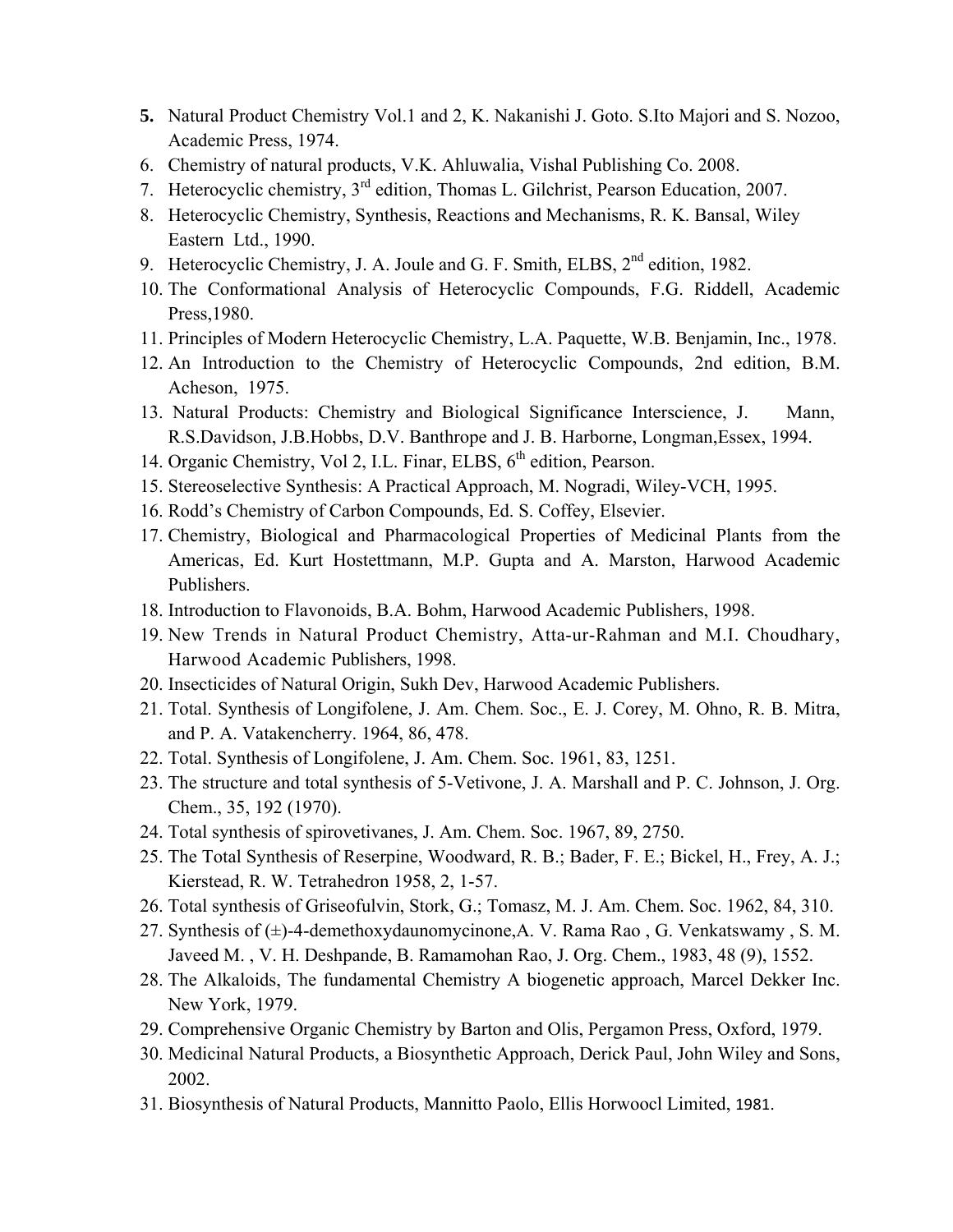5. Natural Product Chemistry Vol.1 and 2, K. Nakanishi J. Goto. S.Ito Majori and S. Nozoo, Academic Press, 1974.
6. Chemistry of natural products, V.K. Ahluwalia, Vishal Publishing Co. 2008.
7. Heterocyclic chemistry, 3rd edition, Thomas L. Gilchrist, Pearson Education, 2007.
8. Heterocyclic Chemistry, Synthesis, Reactions and Mechanisms, R. K. Bansal, Wiley Eastern Ltd., 1990.
9. Heterocyclic Chemistry, J. A. Joule and G. F. Smith, ELBS, 2nd edition, 1982.
10. The Conformational Analysis of Heterocyclic Compounds, F.G. Riddell, Academic Press,1980.
11. Principles of Modern Heterocyclic Chemistry, L.A. Paquette, W.B. Benjamin, Inc., 1978.
12. An Introduction to the Chemistry of Heterocyclic Compounds, 2nd edition, B.M. Acheson, 1975.
13. Natural Products: Chemistry and Biological Significance Interscience, J. Mann, R.S.Davidson, J.B.Hobbs, D.V. Banthrope and J. B. Harborne, Longman,Essex, 1994.
14. Organic Chemistry, Vol 2, I.L. Finar, ELBS, 6th edition, Pearson.
15. Stereoselective Synthesis: A Practical Approach, M. Nogradi, Wiley-VCH, 1995.
16. Rodd's Chemistry of Carbon Compounds, Ed. S. Coffey, Elsevier.
17. Chemistry, Biological and Pharmacological Properties of Medicinal Plants from the Americas, Ed. Kurt Hostettmann, M.P. Gupta and A. Marston, Harwood Academic Publishers.
18. Introduction to Flavonoids, B.A. Bohm, Harwood Academic Publishers, 1998.
19. New Trends in Natural Product Chemistry, Atta-ur-Rahman and M.I. Choudhary, Harwood Academic Publishers, 1998.
20. Insecticides of Natural Origin, Sukh Dev, Harwood Academic Publishers.
21. Total. Synthesis of Longifolene, J. Am. Chem. Soc., E. J. Corey, M. Ohno, R. B. Mitra, and P. A. Vatakencherry. 1964, 86, 478.
22. Total. Synthesis of Longifolene, J. Am. Chem. Soc. 1961, 83, 1251.
23. The structure and total synthesis of 5-Vetivone, J. A. Marshall and P. C. Johnson, J. Org. Chem., 35, 192 (1970).
24. Total synthesis of spirovetivanes, J. Am. Chem. Soc. 1967, 89, 2750.
25. The Total Synthesis of Reserpine, Woodward, R. B.; Bader, F. E.; Bickel, H., Frey, A. J.; Kierstead, R. W. Tetrahedron 1958, 2, 1-57.
26. Total synthesis of Griseofulvin, Stork, G.; Tomasz, M. J. Am. Chem. Soc. 1962, 84, 310.
27. Synthesis of (±)-4-demethoxydaunomycinone,A. V. Rama Rao , G. Venkatswamy , S. M. Javeed M. , V. H. Deshpande, B. Ramamohan Rao, J. Org. Chem., 1983, 48 (9), 1552.
28. The Alkaloids, The fundamental Chemistry A biogenetic approach, Marcel Dekker Inc. New York, 1979.
29. Comprehensive Organic Chemistry by Barton and Olis, Pergamon Press, Oxford, 1979.
30. Medicinal Natural Products, a Biosynthetic Approach, Derick Paul, John Wiley and Sons, 2002.
31. Biosynthesis of Natural Products, Mannitto Paolo, Ellis Horwoocl Limited, 1981.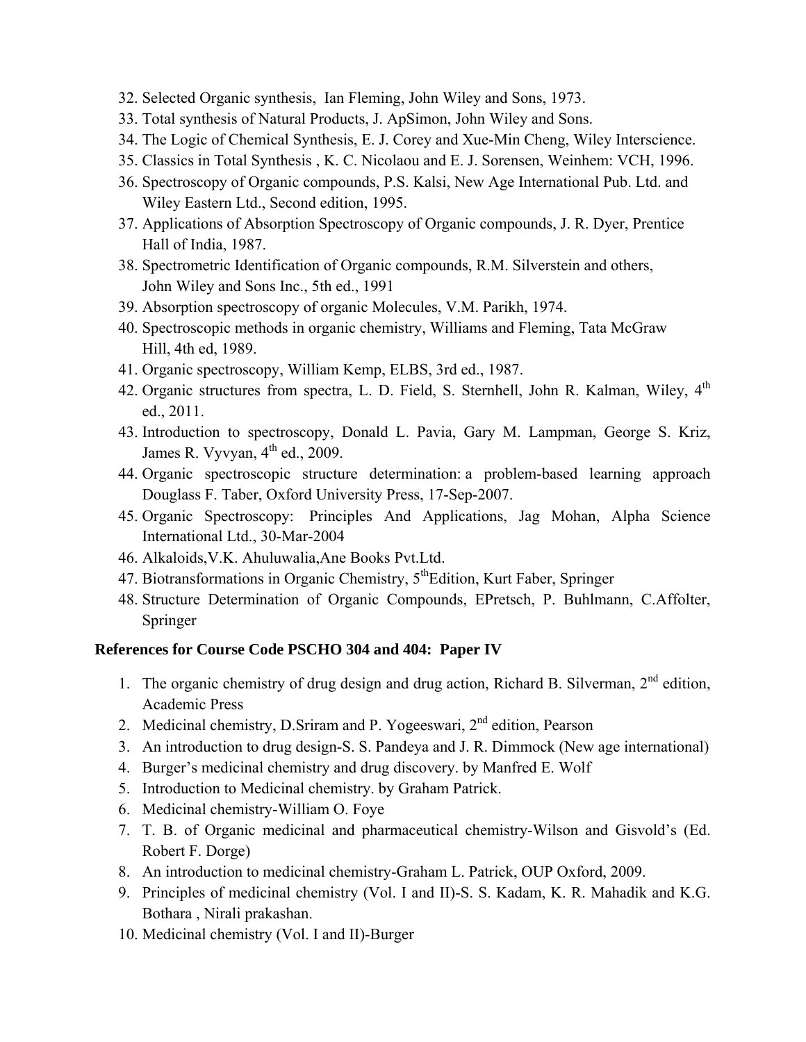32. Selected Organic synthesis, Ian Fleming, John Wiley and Sons, 1973.
33. Total synthesis of Natural Products, J. ApSimon, John Wiley and Sons.
34. The Logic of Chemical Synthesis, E. J. Corey and Xue-Min Cheng, Wiley Interscience.
35. Classics in Total Synthesis , K. C. Nicolaou and E. J. Sorensen, Weinhem: VCH, 1996.
36. Spectroscopy of Organic compounds, P.S. Kalsi, New Age International Pub. Ltd. and Wiley Eastern Ltd., Second edition, 1995.
37. Applications of Absorption Spectroscopy of Organic compounds, J. R. Dyer, Prentice Hall of India, 1987.
38. Spectrometric Identification of Organic compounds, R.M. Silverstein and others, John Wiley and Sons Inc., 5th ed., 1991
39. Absorption spectroscopy of organic Molecules, V.M. Parikh, 1974.
40. Spectroscopic methods in organic chemistry, Williams and Fleming, Tata McGraw Hill, 4th ed, 1989.
41. Organic spectroscopy, William Kemp, ELBS, 3rd ed., 1987.
42. Organic structures from spectra, L. D. Field, S. Sternhell, John R. Kalman, Wiley, 4th ed., 2011.
43. Introduction to spectroscopy, Donald L. Pavia, Gary M. Lampman, George S. Kriz, James R. Vyvyan, 4th ed., 2009.
44. Organic spectroscopic structure determination: a problem-based learning approach Douglass F. Taber, Oxford University Press, 17-Sep-2007.
45. Organic Spectroscopy: Principles And Applications, Jag Mohan, Alpha Science International Ltd., 30-Mar-2004
46. Alkaloids,V.K. Ahuluwalia,Ane Books Pvt.Ltd.
47. Biotransformations in Organic Chemistry, 5thEdition, Kurt Faber, Springer
48. Structure Determination of Organic Compounds, EPretsch, P. Buhlmann, C.Affolter, Springer

**References for Course Code PSCHO 304 and 404: Paper IV**

1. The organic chemistry of drug design and drug action, Richard B. Silverman, 2nd edition, Academic Press
2. Medicinal chemistry, D.Sriram and P. Yogeeswari, 2nd edition, Pearson
3. An introduction to drug design-S. S. Pandeya and J. R. Dimmock (New age international)
4. Burger's medicinal chemistry and drug discovery. by Manfred E. Wolf
5. Introduction to Medicinal chemistry. by Graham Patrick.
6. Medicinal chemistry-William O. Foye
7. T. B. of Organic medicinal and pharmaceutical chemistry-Wilson and Gisvold's (Ed. Robert F. Dorge)
8. An introduction to medicinal chemistry-Graham L. Patrick, OUP Oxford, 2009.
9. Principles of medicinal chemistry (Vol. I and II)-S. S. Kadam, K. R. Mahadik and K.G. Bothara , Nirali prakashan.
10. Medicinal chemistry (Vol. I and II)-Burger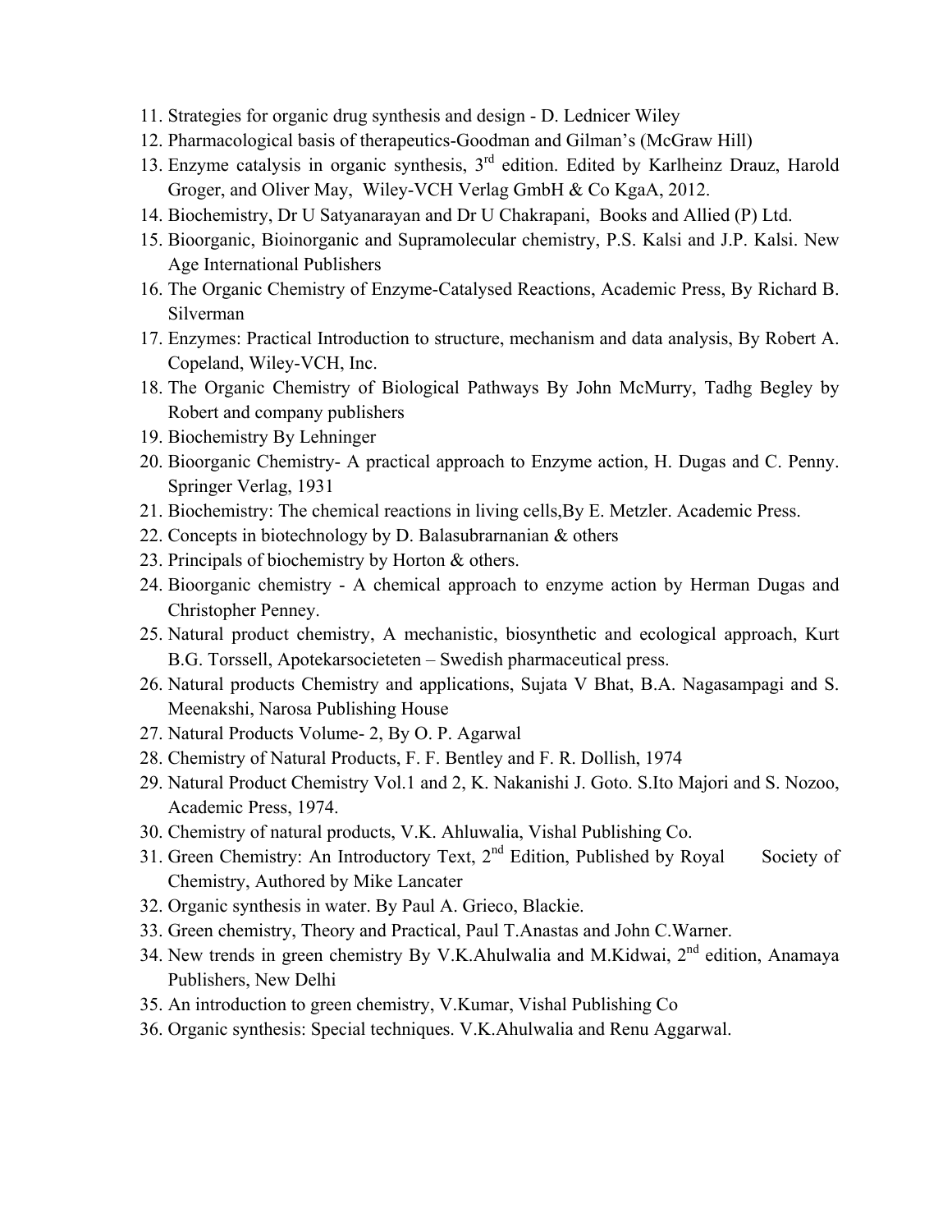11. Strategies for organic drug synthesis and design - D. Lednicer Wiley
12. Pharmacological basis of therapeutics-Goodman and Gilman's (McGraw Hill)
13. Enzyme catalysis in organic synthesis, 3rd edition. Edited by Karlheinz Drauz, Harold Groger, and Oliver May, Wiley-VCH Verlag GmbH & Co KgaA, 2012.
14. Biochemistry, Dr U Satyanarayan and Dr U Chakrapani, Books and Allied (P) Ltd.
15. Bioorganic, Bioinorganic and Supramolecular chemistry, P.S. Kalsi and J.P. Kalsi. New Age International Publishers
16. The Organic Chemistry of Enzyme-Catalysed Reactions, Academic Press, By Richard B. Silverman
17. Enzymes: Practical Introduction to structure, mechanism and data analysis, By Robert A. Copeland, Wiley-VCH, Inc.
18. The Organic Chemistry of Biological Pathways By John McMurry, Tadhg Begley by Robert and company publishers
19. Biochemistry By Lehninger
20. Bioorganic Chemistry- A practical approach to Enzyme action, H. Dugas and C. Penny. Springer Verlag, 1931
21. Biochemistry: The chemical reactions in living cells,By E. Metzler. Academic Press.
22. Concepts in biotechnology by D. Balasubrarnanian & others
23. Principals of biochemistry by Horton & others.
24. Bioorganic chemistry - A chemical approach to enzyme action by Herman Dugas and Christopher Penney.
25. Natural product chemistry, A mechanistic, biosynthetic and ecological approach, Kurt B.G. Torssell, Apotekarsocieteten – Swedish pharmaceutical press.
26. Natural products Chemistry and applications, Sujata V Bhat, B.A. Nagasampagi and S. Meenakshi, Narosa Publishing House
27. Natural Products Volume- 2, By O. P. Agarwal
28. Chemistry of Natural Products, F. F. Bentley and F. R. Dollish, 1974
29. Natural Product Chemistry Vol.1 and 2, K. Nakanishi J. Goto. S.Ito Majori and S. Nozoo, Academic Press, 1974.
30. Chemistry of natural products, V.K. Ahluwalia, Vishal Publishing Co.
31. Green Chemistry: An Introductory Text, 2nd Edition, Published by Royal Society of Chemistry, Authored by Mike Lancater
32. Organic synthesis in water. By Paul A. Grieco, Blackie.
33. Green chemistry, Theory and Practical, Paul T.Anastas and John C.Warner.
34. New trends in green chemistry By V.K.Ahulwalia and M.Kidwai, 2nd edition, Anamaya Publishers, New Delhi
35. An introduction to green chemistry, V.Kumar, Vishal Publishing Co
36. Organic synthesis: Special techniques. V.K.Ahulwalia and Renu Aggarwal.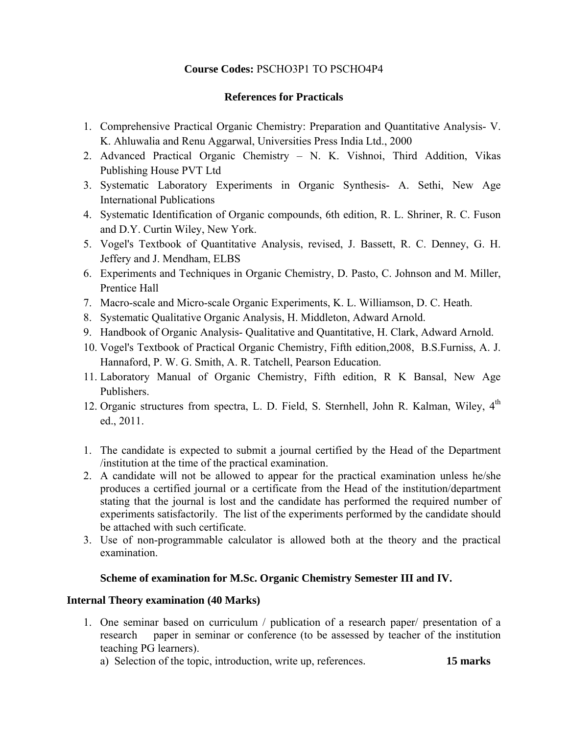**Course Codes:** PSCHO3P1 TO PSCHO4P4

**References for Practicals**

1. Comprehensive Practical Organic Chemistry: Preparation and Quantitative Analysis- V. K. Ahluwalia and Renu Aggarwal, Universities Press India Ltd., 2000
2. Advanced Practical Organic Chemistry – N. K. Vishnoi, Third Addition, Vikas Publishing House PVT Ltd
3. Systematic Laboratory Experiments in Organic Synthesis- A. Sethi, New Age International Publications
4. Systematic Identification of Organic compounds, 6th edition, R. L. Shriner, R. C. Fuson and D.Y. Curtin Wiley, New York.
5. Vogel's Textbook of Quantitative Analysis, revised, J. Bassett, R. C. Denney, G. H. Jeffery and J. Mendham, ELBS
6. Experiments and Techniques in Organic Chemistry, D. Pasto, C. Johnson and M. Miller, Prentice Hall
7. Macro-scale and Micro-scale Organic Experiments, K. L. Williamson, D. C. Heath.
8. Systematic Qualitative Organic Analysis, H. Middleton, Adward Arnold.
9. Handbook of Organic Analysis- Qualitative and Quantitative, H. Clark, Adward Arnold.
10. Vogel's Textbook of Practical Organic Chemistry, Fifth edition,2008, B.S.Furniss, A. J. Hannaford, P. W. G. Smith, A. R. Tatchell, Pearson Education.
11. Laboratory Manual of Organic Chemistry, Fifth edition, R K Bansal, New Age Publishers.
12. Organic structures from spectra, L. D. Field, S. Sternhell, John R. Kalman, Wiley, 4th ed., 2011.

1. The candidate is expected to submit a journal certified by the Head of the Department /institution at the time of the practical examination.
2. A candidate will not be allowed to appear for the practical examination unless he/she produces a certified journal or a certificate from the Head of the institution/department stating that the journal is lost and the candidate has performed the required number of experiments satisfactorily. The list of the experiments performed by the candidate should be attached with such certificate.
3. Use of non-programmable calculator is allowed both at the theory and the practical examination.

**Scheme of examination for M.Sc. Organic Chemistry Semester III and IV.**

**Internal Theory examination (40 Marks)**

1. One seminar based on curriculum / publication of a research paper/ presentation of a research paper in seminar or conference (to be assessed by teacher of the institution teaching PG learners).
   a) Selection of the topic, introduction, write up, references. **15 marks**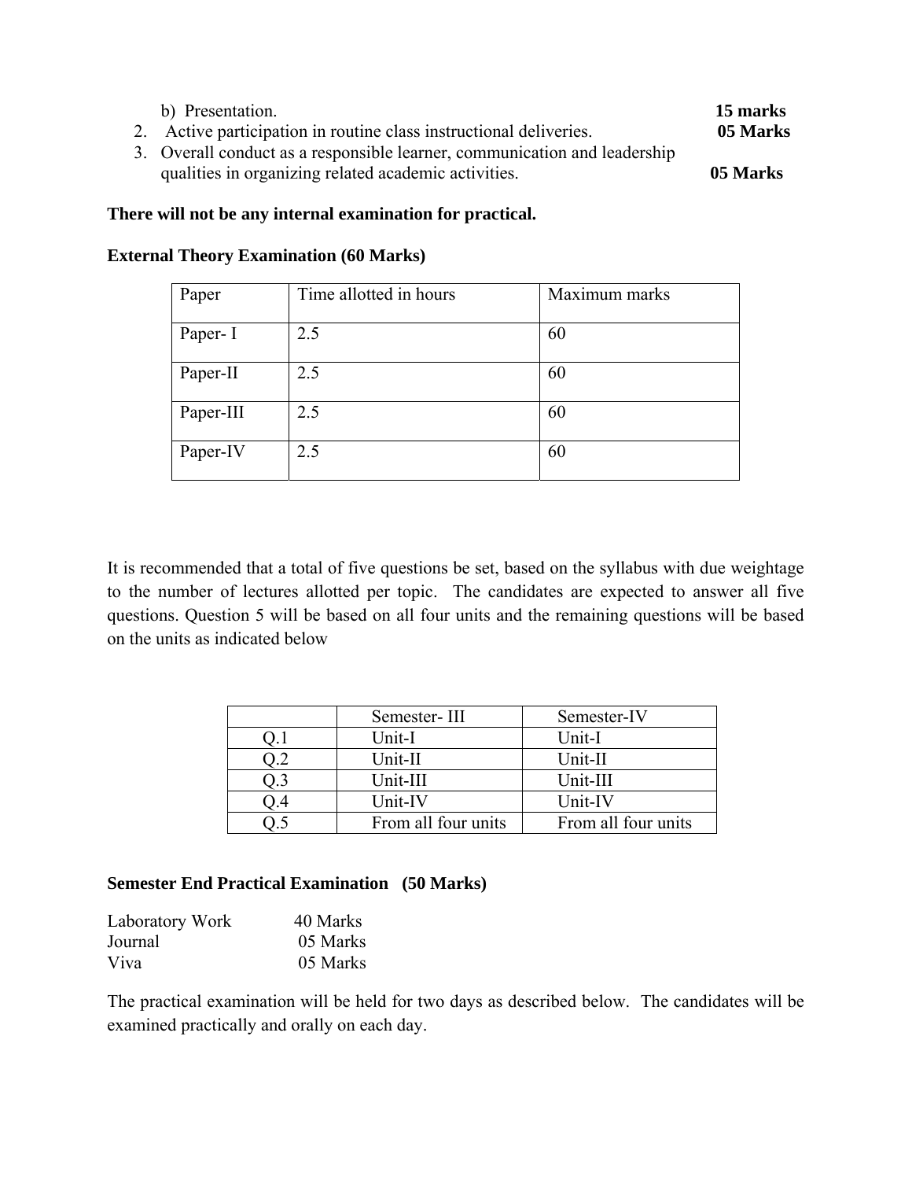b) Presentation. **15 marks**

2. Active participation in routine class instructional deliveries. **05 Marks**
3. Overall conduct as a responsible learner, communication and leadership qualities in organizing related academic activities. **05 Marks**

**There will not be any internal examination for practical.**

**External Theory Examination (60 Marks)**

| Paper | Time allotted in hours | Maximum marks |
|---|---|---|
| Paper- I | 2.5 | 60 |
| Paper-II | 2.5 | 60 |
| Paper-III | 2.5 | 60 |
| Paper-IV | 2.5 | 60 |

It is recommended that a total of five questions be set, based on the syllabus with due weightage to the number of lectures allotted per topic. The candidates are expected to answer all five questions. Question 5 will be based on all four units and the remaining questions will be based on the units as indicated below

| | Semester- III | Semester-IV |
|---|---|---|
| Q.1 | Unit-I | Unit-I |
| Q.2 | Unit-II | Unit-II |
| Q.3 | Unit-III | Unit-III |
| Q.4 | Unit-IV | Unit-IV |
| Q.5 | From all four units | From all four units |

**Semester End Practical Examination (50 Marks)**

Laboratory Work 40 Marks
Journal 05 Marks
Viva 05 Marks

The practical examination will be held for two days as described below. The candidates will be examined practically and orally on each day.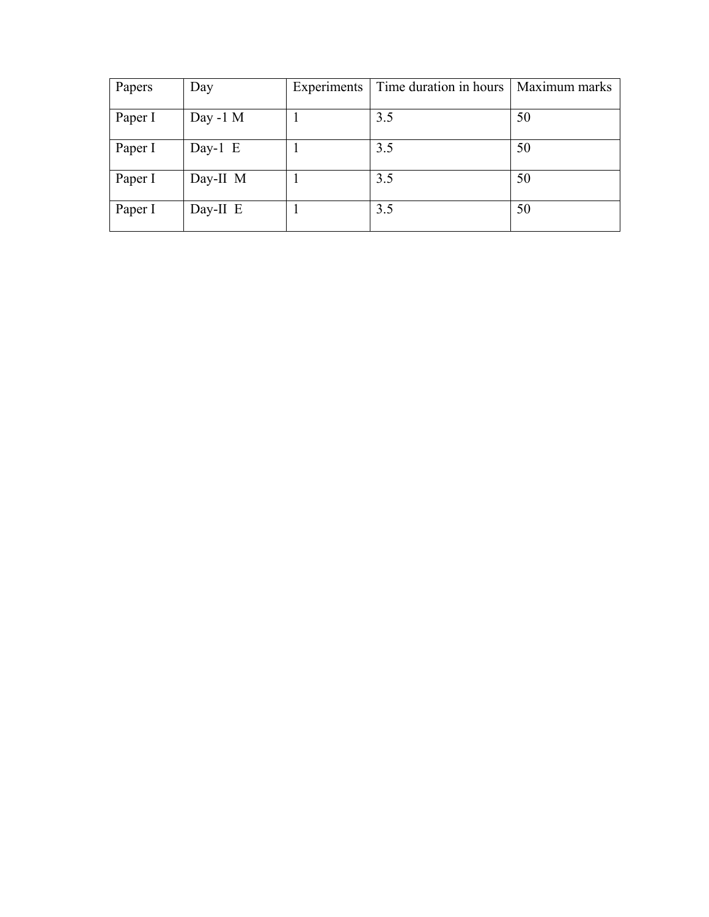| Papers | Day | Experiments | Time duration in hours | Maximum marks |
|---|---|---|---|---|
| Paper I | Day -1 M | 1 | 3.5 | 50 |
| Paper I | Day-1 E | 1 | 3.5 | 50 |
| Paper I | Day-II M | 1 | 3.5 | 50 |
| Paper I | Day-II E | 1 | 3.5 | 50 |